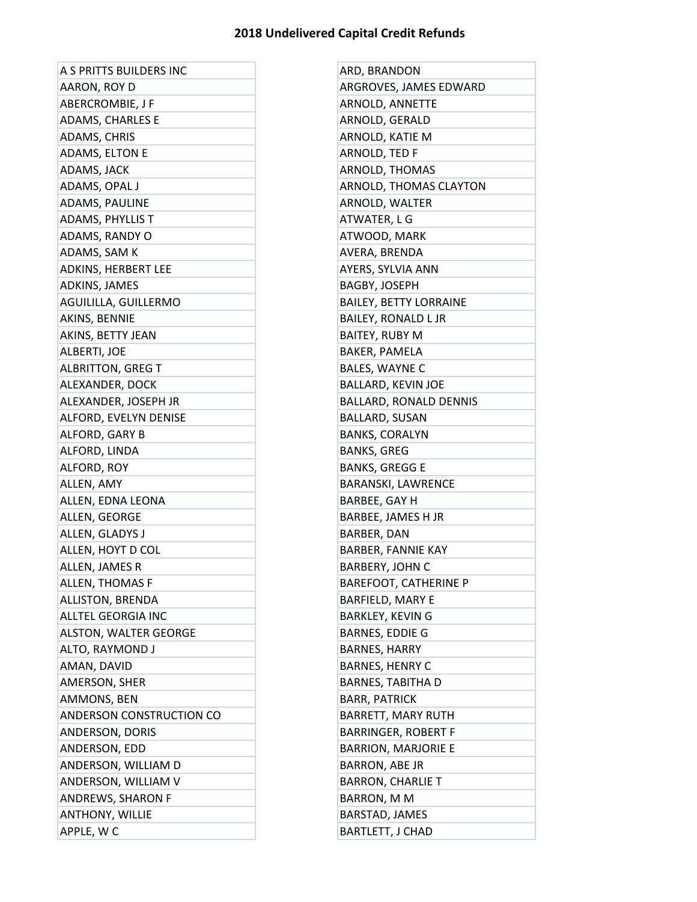# 2018 Undelivered Capital Credit Refunds

| |
|---|
| A S PRITTS BUILDERS INC |
| AARON, ROY D |
| ABERCROMBIE, J F |
| ADAMS, CHARLES E |
| ADAMS, CHRIS |
| ADAMS, ELTON E |
| ADAMS, JACK |
| ADAMS, OPAL J |
| ADAMS, PAULINE |
| ADAMS, PHYLLIS T |
| ADAMS, RANDY O |
| ADAMS, SAM K |
| ADKINS, HERBERT LEE |
| ADKINS, JAMES |
| AGUILILLA, GUILLERMO |
| AKINS, BENNIE |
| AKINS, BETTY JEAN |
| ALBERTI, JOE |
| ALBRITTON, GREG T |
| ALEXANDER, DOCK |
| ALEXANDER, JOSEPH JR |
| ALFORD, EVELYN DENISE |
| ALFORD, GARY B |
| ALFORD, LINDA |
| ALFORD, ROY |
| ALLEN, AMY |
| ALLEN, EDNA LEONA |
| ALLEN, GEORGE |
| ALLEN, GLADYS J |
| ALLEN, HOYT D COL |
| ALLEN, JAMES R |
| ALLEN, THOMAS F |
| ALLISTON, BRENDA |
| ALLTEL GEORGIA INC |
| ALSTON, WALTER GEORGE |
| ALTO, RAYMOND J |
| AMAN, DAVID |
| AMERSON, SHER |
| AMMONS, BEN |
| ANDERSON CONSTRUCTION CO |
| ANDERSON, DORIS |
| ANDERSON, EDD |
| ANDERSON, WILLIAM D |
| ANDERSON, WILLIAM V |
| ANDREWS, SHARON F |
| ANTHONY, WILLIE |
| APPLE, W C |

| |
|---|
| ARD, BRANDON |
| ARGROVES, JAMES EDWARD |
| ARNOLD, ANNETTE |
| ARNOLD, GERALD |
| ARNOLD, KATIE M |
| ARNOLD, TED F |
| ARNOLD, THOMAS |
| ARNOLD, THOMAS CLAYTON |
| ARNOLD, WALTER |
| ATWATER, L G |
| ATWOOD, MARK |
| AVERA, BRENDA |
| AYERS, SYLVIA ANN |
| BAGBY, JOSEPH |
| BAILEY, BETTY LORRAINE |
| BAILEY, RONALD L JR |
| BAITEY, RUBY M |
| BAKER, PAMELA |
| BALES, WAYNE C |
| BALLARD, KEVIN JOE |
| BALLARD, RONALD DENNIS |
| BALLARD, SUSAN |
| BANKS, CORALYN |
| BANKS, GREG |
| BANKS, GREGG E |
| BARANSKI, LAWRENCE |
| BARBEE, GAY H |
| BARBEE, JAMES H JR |
| BARBER, DAN |
| BARBER, FANNIE KAY |
| BARBERY, JOHN C |
| BAREFOOT, CATHERINE P |
| BARFIELD, MARY E |
| BARKLEY, KEVIN G |
| BARNES, EDDIE G |
| BARNES, HARRY |
| BARNES, HENRY C |
| BARNES, TABITHA D |
| BARR, PATRICK |
| BARRETT, MARY RUTH |
| BARRINGER, ROBERT F |
| BARRION, MARJORIE E |
| BARRON, ABE JR |
| BARRON, CHARLIE T |
| BARRON, M M |
| BARSTAD, JAMES |
| BARTLETT, J CHAD |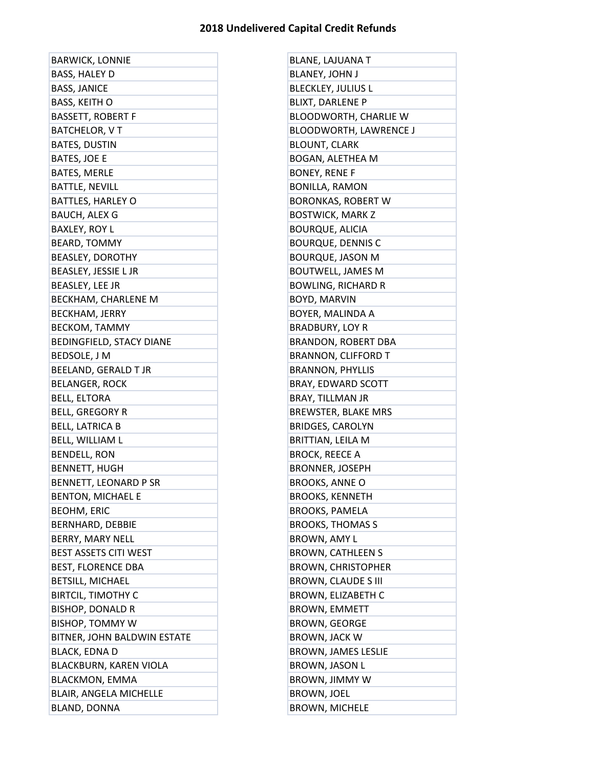# 2018 Undelivered Capital Credit Refunds

| |
|---|
| BARWICK, LONNIE |
| BASS, HALEY D |
| BASS, JANICE |
| BASS, KEITH O |
| BASSETT, ROBERT F |
| BATCHELOR, V T |
| BATES, DUSTIN |
| BATES, JOE E |
| BATES, MERLE |
| BATTLE, NEVILL |
| BATTLES, HARLEY O |
| BAUCH, ALEX G |
| BAXLEY, ROY L |
| BEARD, TOMMY |
| BEASLEY, DOROTHY |
| BEASLEY, JESSIE L JR |
| BEASLEY, LEE JR |
| BECKHAM, CHARLENE M |
| BECKHAM, JERRY |
| BECKOM, TAMMY |
| BEDINGFIELD, STACY DIANE |
| BEDSOLE, J M |
| BEELAND, GERALD T JR |
| BELANGER, ROCK |
| BELL, ELTORA |
| BELL, GREGORY R |
| BELL, LATRICA B |
| BELL, WILLIAM L |
| BENDELL, RON |
| BENNETT, HUGH |
| BENNETT, LEONARD P SR |
| BENTON, MICHAEL E |
| BEOHM, ERIC |
| BERNHARD, DEBBIE |
| BERRY, MARY NELL |
| BEST ASSETS CITI WEST |
| BEST, FLORENCE DBA |
| BETSILL, MICHAEL |
| BIRTCIL, TIMOTHY C |
| BISHOP, DONALD R |
| BISHOP, TOMMY W |
| BITNER, JOHN BALDWIN ESTATE |
| BLACK, EDNA D |
| BLACKBURN, KAREN VIOLA |
| BLACKMON, EMMA |
| BLAIR, ANGELA MICHELLE |
| BLAND, DONNA |

| |
|---|
| BLANE, LAJUANA T |
| BLANEY, JOHN J |
| BLECKLEY, JULIUS L |
| BLIXT, DARLENE P |
| BLOODWORTH, CHARLIE W |
| BLOODWORTH, LAWRENCE J |
| BLOUNT, CLARK |
| BOGAN, ALETHEA M |
| BONEY, RENE F |
| BONILLA, RAMON |
| BORONKAS, ROBERT W |
| BOSTWICK, MARK Z |
| BOURQUE, ALICIA |
| BOURQUE, DENNIS C |
| BOURQUE, JASON M |
| BOUTWELL, JAMES M |
| BOWLING, RICHARD R |
| BOYD, MARVIN |
| BOYER, MALINDA A |
| BRADBURY, LOY R |
| BRANDON, ROBERT DBA |
| BRANNON, CLIFFORD T |
| BRANNON, PHYLLIS |
| BRAY, EDWARD SCOTT |
| BRAY, TILLMAN JR |
| BREWSTER, BLAKE MRS |
| BRIDGES, CAROLYN |
| BRITTIAN, LEILA M |
| BROCK, REECE A |
| BRONNER, JOSEPH |
| BROOKS, ANNE O |
| BROOKS, KENNETH |
| BROOKS, PAMELA |
| BROOKS, THOMAS S |
| BROWN, AMY L |
| BROWN, CATHLEEN S |
| BROWN, CHRISTOPHER |
| BROWN, CLAUDE S III |
| BROWN, ELIZABETH C |
| BROWN, EMMETT |
| BROWN, GEORGE |
| BROWN, JACK W |
| BROWN, JAMES LESLIE |
| BROWN, JASON L |
| BROWN, JIMMY W |
| BROWN, JOEL |
| BROWN, MICHELE |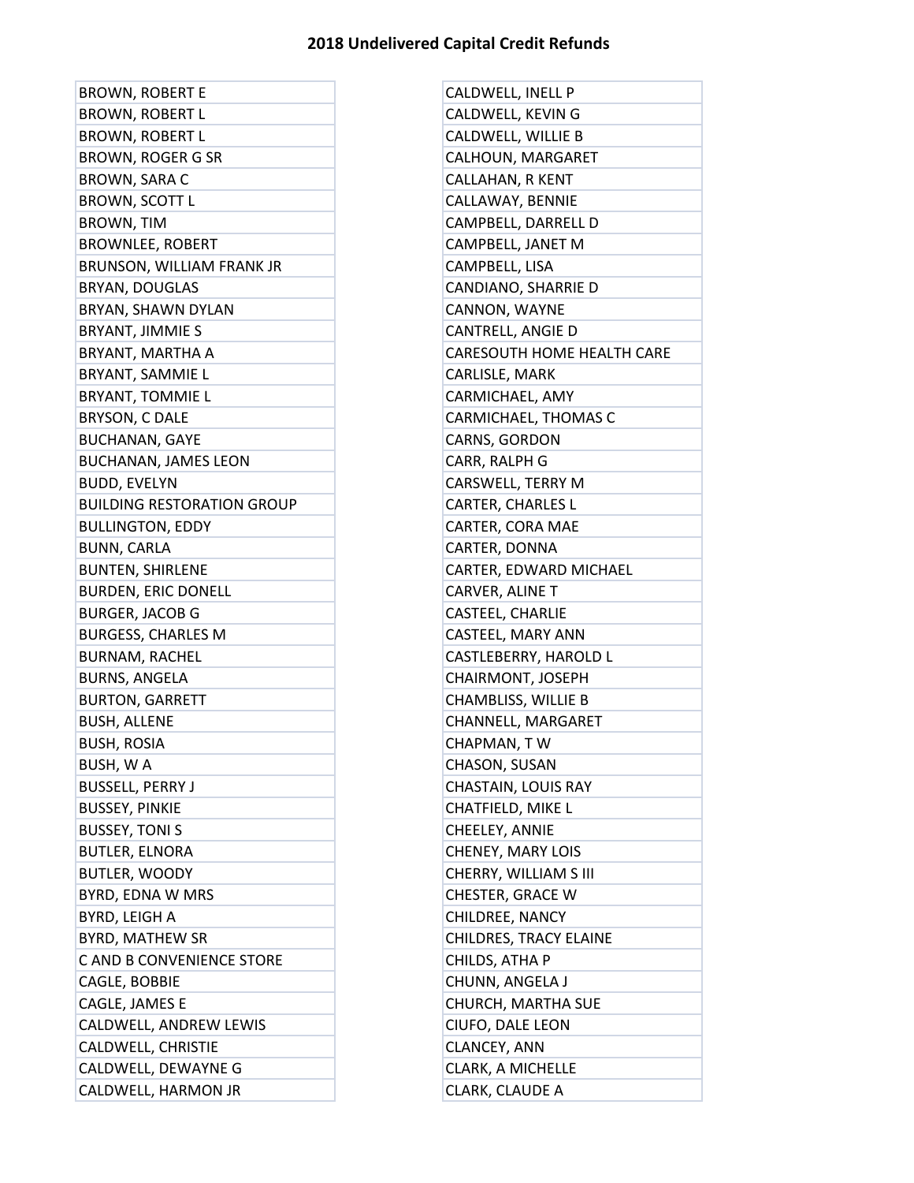## 2018 Undelivered Capital Credit Refunds

| |
|---|
| BROWN, ROBERT E |
| BROWN, ROBERT L |
| BROWN, ROBERT L |
| BROWN, ROGER G SR |
| BROWN, SARA C |
| BROWN, SCOTT L |
| BROWN, TIM |
| BROWNLEE, ROBERT |
| BRUNSON, WILLIAM FRANK JR |
| BRYAN, DOUGLAS |
| BRYAN, SHAWN DYLAN |
| BRYANT, JIMMIE S |
| BRYANT, MARTHA A |
| BRYANT, SAMMIE L |
| BRYANT, TOMMIE L |
| BRYSON, C DALE |
| BUCHANAN, GAYE |
| BUCHANAN, JAMES LEON |
| BUDD, EVELYN |
| BUILDING RESTORATION GROUP |
| BULLINGTON, EDDY |
| BUNN, CARLA |
| BUNTEN, SHIRLENE |
| BURDEN, ERIC DONELL |
| BURGER, JACOB G |
| BURGESS, CHARLES M |
| BURNAM, RACHEL |
| BURNS, ANGELA |
| BURTON, GARRETT |
| BUSH, ALLENE |
| BUSH, ROSIA |
| BUSH, W A |
| BUSSELL, PERRY J |
| BUSSEY, PINKIE |
| BUSSEY, TONI S |
| BUTLER, ELNORA |
| BUTLER, WOODY |
| BYRD, EDNA W MRS |
| BYRD, LEIGH A |
| BYRD, MATHEW SR |
| C AND B CONVENIENCE STORE |
| CAGLE, BOBBIE |
| CAGLE, JAMES E |
| CALDWELL, ANDREW LEWIS |
| CALDWELL, CHRISTIE |
| CALDWELL, DEWAYNE G |
| CALDWELL, HARMON JR |
| CALDWELL, INELL P |
| CALDWELL, KEVIN G |
| CALDWELL, WILLIE B |
| CALHOUN, MARGARET |
| CALLAHAN, R KENT |
| CALLAWAY, BENNIE |
| CAMPBELL, DARRELL D |
| CAMPBELL, JANET M |
| CAMPBELL, LISA |
| CANDIANO, SHARRIE D |
| CANNON, WAYNE |
| CANTRELL, ANGIE D |
| CARESOUTH HOME HEALTH CARE |
| CARLISLE, MARK |
| CARMICHAEL, AMY |
| CARMICHAEL, THOMAS C |
| CARNS, GORDON |
| CARR, RALPH G |
| CARSWELL, TERRY M |
| CARTER, CHARLES L |
| CARTER, CORA MAE |
| CARTER, DONNA |
| CARTER, EDWARD MICHAEL |
| CARVER, ALINE T |
| CASTEEL, CHARLIE |
| CASTEEL, MARY ANN |
| CASTLEBERRY, HAROLD L |
| CHAIRMONT, JOSEPH |
| CHAMBLISS, WILLIE B |
| CHANNELL, MARGARET |
| CHAPMAN, T W |
| CHASON, SUSAN |
| CHASTAIN, LOUIS RAY |
| CHATFIELD, MIKE L |
| CHEELEY, ANNIE |
| CHENEY, MARY LOIS |
| CHERRY, WILLIAM S III |
| CHESTER, GRACE W |
| CHILDREE, NANCY |
| CHILDRES, TRACY ELAINE |
| CHILDS, ATHA P |
| CHUNN, ANGELA J |
| CHURCH, MARTHA SUE |
| CIUFO, DALE LEON |
| CLANCEY, ANN |
| CLARK, A MICHELLE |
| CLARK, CLAUDE A |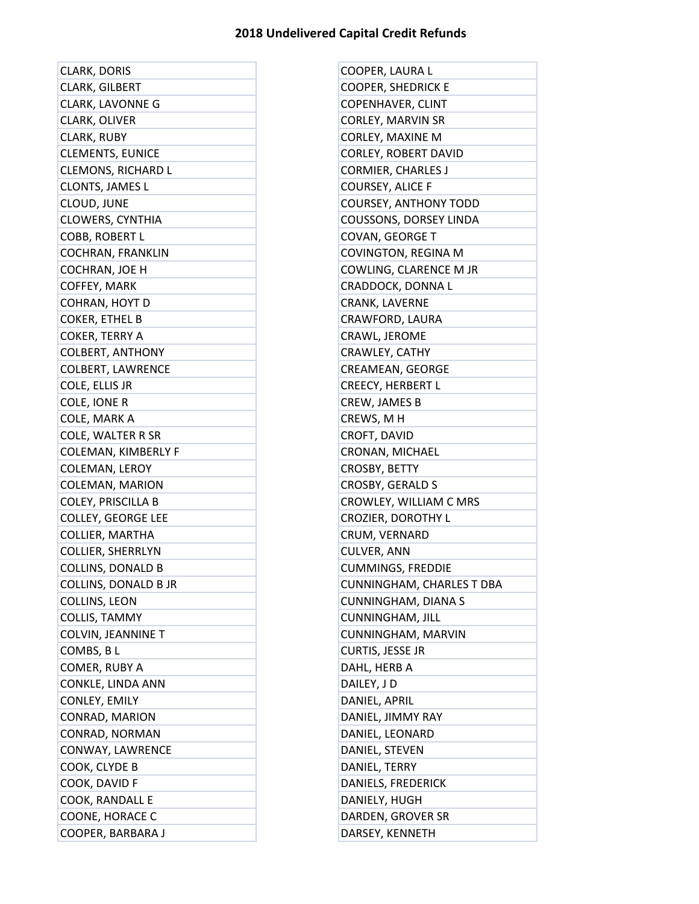# 2018 Undelivered Capital Credit Refunds

| | |
|---|---|
| CLARK, DORIS | COOPER, LAURA L |
| CLARK, GILBERT | COOPER, SHEDRICK E |
| CLARK, LAVONNE G | COPENHAVER, CLINT |
| CLARK, OLIVER | CORLEY, MARVIN SR |
| CLARK, RUBY | CORLEY, MAXINE M |
| CLEMENTS, EUNICE | CORLEY, ROBERT DAVID |
| CLEMONS, RICHARD L | CORMIER, CHARLES J |
| CLONTS, JAMES L | COURSEY, ALICE F |
| CLOUD, JUNE | COURSEY, ANTHONY TODD |
| CLOWERS, CYNTHIA | COUSSONS, DORSEY LINDA |
| COBB, ROBERT L | COVAN, GEORGE T |
| COCHRAN, FRANKLIN | COVINGTON, REGINA M |
| COCHRAN, JOE H | COWLING, CLARENCE M JR |
| COFFEY, MARK | CRADDOCK, DONNA L |
| COHRAN, HOYT D | CRANK, LAVERNE |
| COKER, ETHEL B | CRAWFORD, LAURA |
| COKER, TERRY A | CRAWL, JEROME |
| COLBERT, ANTHONY | CRAWLEY, CATHY |
| COLBERT, LAWRENCE | CREAMEAN, GEORGE |
| COLE, ELLIS JR | CREECY, HERBERT L |
| COLE, IONE R | CREW, JAMES B |
| COLE, MARK A | CREWS, M H |
| COLE, WALTER R SR | CROFT, DAVID |
| COLEMAN, KIMBERLY F | CRONAN, MICHAEL |
| COLEMAN, LEROY | CROSBY, BETTY |
| COLEMAN, MARION | CROSBY, GERALD S |
| COLEY, PRISCILLA B | CROWLEY, WILLIAM C MRS |
| COLLEY, GEORGE LEE | CROZIER, DOROTHY L |
| COLLIER, MARTHA | CRUM, VERNARD |
| COLLIER, SHERRLYN | CULVER, ANN |
| COLLINS, DONALD B | CUMMINGS, FREDDIE |
| COLLINS, DONALD B JR | CUNNINGHAM, CHARLES T DBA |
| COLLINS, LEON | CUNNINGHAM, DIANA S |
| COLLIS, TAMMY | CUNNINGHAM, JILL |
| COLVIN, JEANNINE T | CUNNINGHAM, MARVIN |
| COMBS, B L | CURTIS, JESSE JR |
| COMER, RUBY A | DAHL, HERB A |
| CONKLE, LINDA ANN | DAILEY, J D |
| CONLEY, EMILY | DANIEL, APRIL |
| CONRAD, MARION | DANIEL, JIMMY RAY |
| CONRAD, NORMAN | DANIEL, LEONARD |
| CONWAY, LAWRENCE | DANIEL, STEVEN |
| COOK, CLYDE B | DANIEL, TERRY |
| COOK, DAVID F | DANIELS, FREDERICK |
| COOK, RANDALL E | DANIELY, HUGH |
| COONE, HORACE C | DARDEN, GROVER SR |
| COOPER, BARBARA J | DARSEY, KENNETH |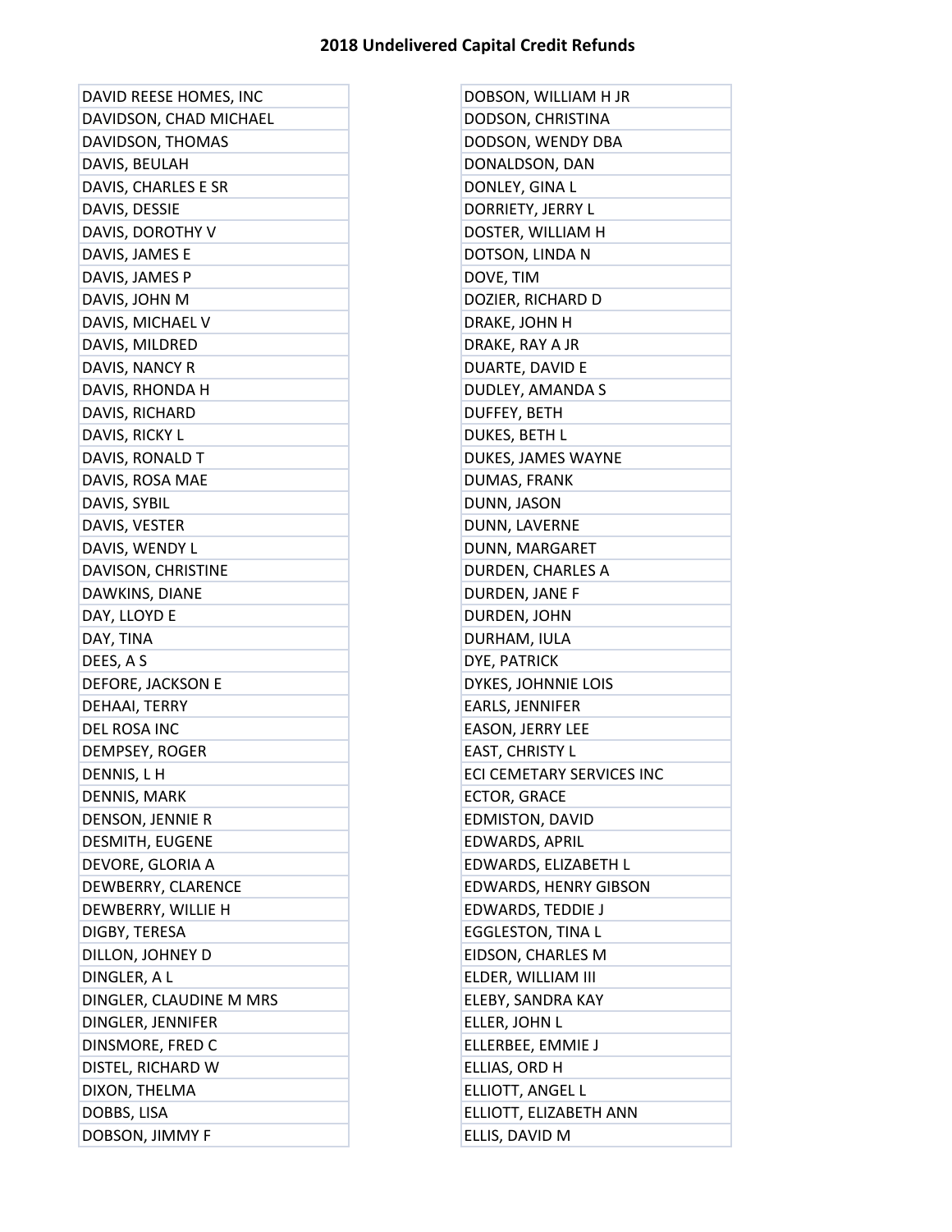## 2018 Undelivered Capital Credit Refunds

| |
|---|
| DAVID REESE HOMES, INC |
| DAVIDSON, CHAD MICHAEL |
| DAVIDSON, THOMAS |
| DAVIS, BEULAH |
| DAVIS, CHARLES E SR |
| DAVIS, DESSIE |
| DAVIS, DOROTHY V |
| DAVIS, JAMES E |
| DAVIS, JAMES P |
| DAVIS, JOHN M |
| DAVIS, MICHAEL V |
| DAVIS, MILDRED |
| DAVIS, NANCY R |
| DAVIS, RHONDA H |
| DAVIS, RICHARD |
| DAVIS, RICKY L |
| DAVIS, RONALD T |
| DAVIS, ROSA MAE |
| DAVIS, SYBIL |
| DAVIS, VESTER |
| DAVIS, WENDY L |
| DAVISON, CHRISTINE |
| DAWKINS, DIANE |
| DAY, LLOYD E |
| DAY, TINA |
| DEES, A S |
| DEFORE, JACKSON E |
| DEHAAI, TERRY |
| DEL ROSA INC |
| DEMPSEY, ROGER |
| DENNIS, L H |
| DENNIS, MARK |
| DENSON, JENNIE R |
| DESMITH, EUGENE |
| DEVORE, GLORIA A |
| DEWBERRY, CLARENCE |
| DEWBERRY, WILLIE H |
| DIGBY, TERESA |
| DILLON, JOHNEY D |
| DINGLER, A L |
| DINGLER, CLAUDINE M MRS |
| DINGLER, JENNIFER |
| DINSMORE, FRED C |
| DISTEL, RICHARD W |
| DIXON, THELMA |
| DOBBS, LISA |
| DOBSON, JIMMY F |

| |
|---|
| DOBSON, WILLIAM H JR |
| DODSON, CHRISTINA |
| DODSON, WENDY DBA |
| DONALDSON, DAN |
| DONLEY, GINA L |
| DORRIETY, JERRY L |
| DOSTER, WILLIAM H |
| DOTSON, LINDA N |
| DOVE, TIM |
| DOZIER, RICHARD D |
| DRAKE, JOHN H |
| DRAKE, RAY A JR |
| DUARTE, DAVID E |
| DUDLEY, AMANDA S |
| DUFFEY, BETH |
| DUKES, BETH L |
| DUKES, JAMES WAYNE |
| DUMAS, FRANK |
| DUNN, JASON |
| DUNN, LAVERNE |
| DUNN, MARGARET |
| DURDEN, CHARLES A |
| DURDEN, JANE F |
| DURDEN, JOHN |
| DURHAM, IULA |
| DYE, PATRICK |
| DYKES, JOHNNIE LOIS |
| EARLS, JENNIFER |
| EASON, JERRY LEE |
| EAST, CHRISTY L |
| ECI CEMETARY SERVICES INC |
| ECTOR, GRACE |
| EDMISTON, DAVID |
| EDWARDS, APRIL |
| EDWARDS, ELIZABETH L |
| EDWARDS, HENRY GIBSON |
| EDWARDS, TEDDIE J |
| EGGLESTON, TINA L |
| EIDSON, CHARLES M |
| ELDER, WILLIAM III |
| ELEBY, SANDRA KAY |
| ELLER, JOHN L |
| ELLERBEE, EMMIE J |
| ELLIAS, ORD H |
| ELLIOTT, ANGEL L |
| ELLIOTT, ELIZABETH ANN |
| ELLIS, DAVID M |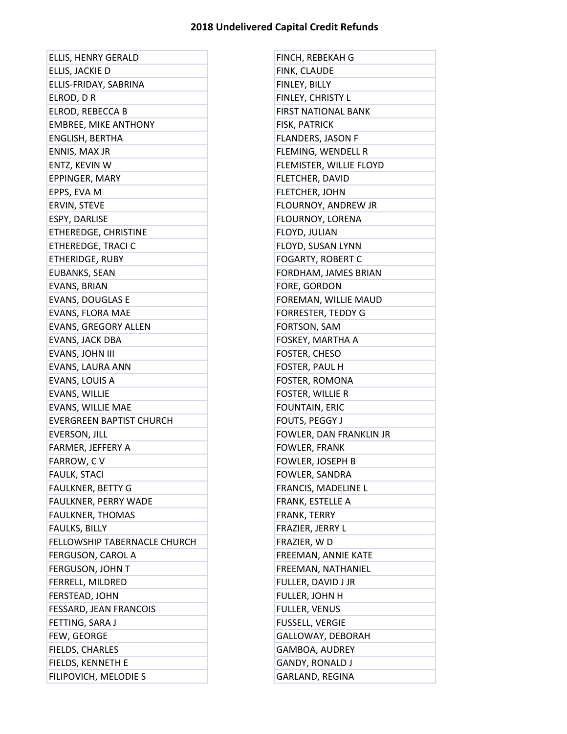# 2018 Undelivered Capital Credit Refunds

| | |
|---|---|
| ELLIS, HENRY GERALD | FINCH, REBEKAH G |
| ELLIS, JACKIE D | FINK, CLAUDE |
| ELLIS-FRIDAY, SABRINA | FINLEY, BILLY |
| ELROD, D R | FINLEY, CHRISTY L |
| ELROD, REBECCA B | FIRST NATIONAL BANK |
| EMBREE, MIKE ANTHONY | FISK, PATRICK |
| ENGLISH, BERTHA | FLANDERS, JASON F |
| ENNIS, MAX JR | FLEMING, WENDELL R |
| ENTZ, KEVIN W | FLEMISTER, WILLIE FLOYD |
| EPPINGER, MARY | FLETCHER, DAVID |
| EPPS, EVA M | FLETCHER, JOHN |
| ERVIN, STEVE | FLOURNOY, ANDREW JR |
| ESPY, DARLISE | FLOURNOY, LORENA |
| ETHEREDGE, CHRISTINE | FLOYD, JULIAN |
| ETHEREDGE, TRACI C | FLOYD, SUSAN LYNN |
| ETHERIDGE, RUBY | FOGARTY, ROBERT C |
| EUBANKS, SEAN | FORDHAM, JAMES BRIAN |
| EVANS, BRIAN | FORE, GORDON |
| EVANS, DOUGLAS E | FOREMAN, WILLIE MAUD |
| EVANS, FLORA MAE | FORRESTER, TEDDY G |
| EVANS, GREGORY ALLEN | FORTSON, SAM |
| EVANS, JACK DBA | FOSKEY, MARTHA A |
| EVANS, JOHN III | FOSTER, CHESO |
| EVANS, LAURA ANN | FOSTER, PAUL H |
| EVANS, LOUIS A | FOSTER, ROMONA |
| EVANS, WILLIE | FOSTER, WILLIE R |
| EVANS, WILLIE MAE | FOUNTAIN, ERIC |
| EVERGREEN BAPTIST CHURCH | FOUTS, PEGGY J |
| EVERSON, JILL | FOWLER, DAN FRANKLIN JR |
| FARMER, JEFFERY A | FOWLER, FRANK |
| FARROW, C V | FOWLER, JOSEPH B |
| FAULK, STACI | FOWLER, SANDRA |
| FAULKNER, BETTY G | FRANCIS, MADELINE L |
| FAULKNER, PERRY WADE | FRANK, ESTELLE A |
| FAULKNER, THOMAS | FRANK, TERRY |
| FAULKS, BILLY | FRAZIER, JERRY L |
| FELLOWSHIP TABERNACLE CHURCH | FRAZIER, W D |
| FERGUSON, CAROL A | FREEMAN, ANNIE KATE |
| FERGUSON, JOHN T | FREEMAN, NATHANIEL |
| FERRELL, MILDRED | FULLER, DAVID J JR |
| FERSTEAD, JOHN | FULLER, JOHN H |
| FESSARD, JEAN FRANCOIS | FULLER, VENUS |
| FETTING, SARA J | FUSSELL, VERGIE |
| FEW, GEORGE | GALLOWAY, DEBORAH |
| FIELDS, CHARLES | GAMBOA, AUDREY |
| FIELDS, KENNETH E | GANDY, RONALD J |
| FILIPOVICH, MELODIE S | GARLAND, REGINA |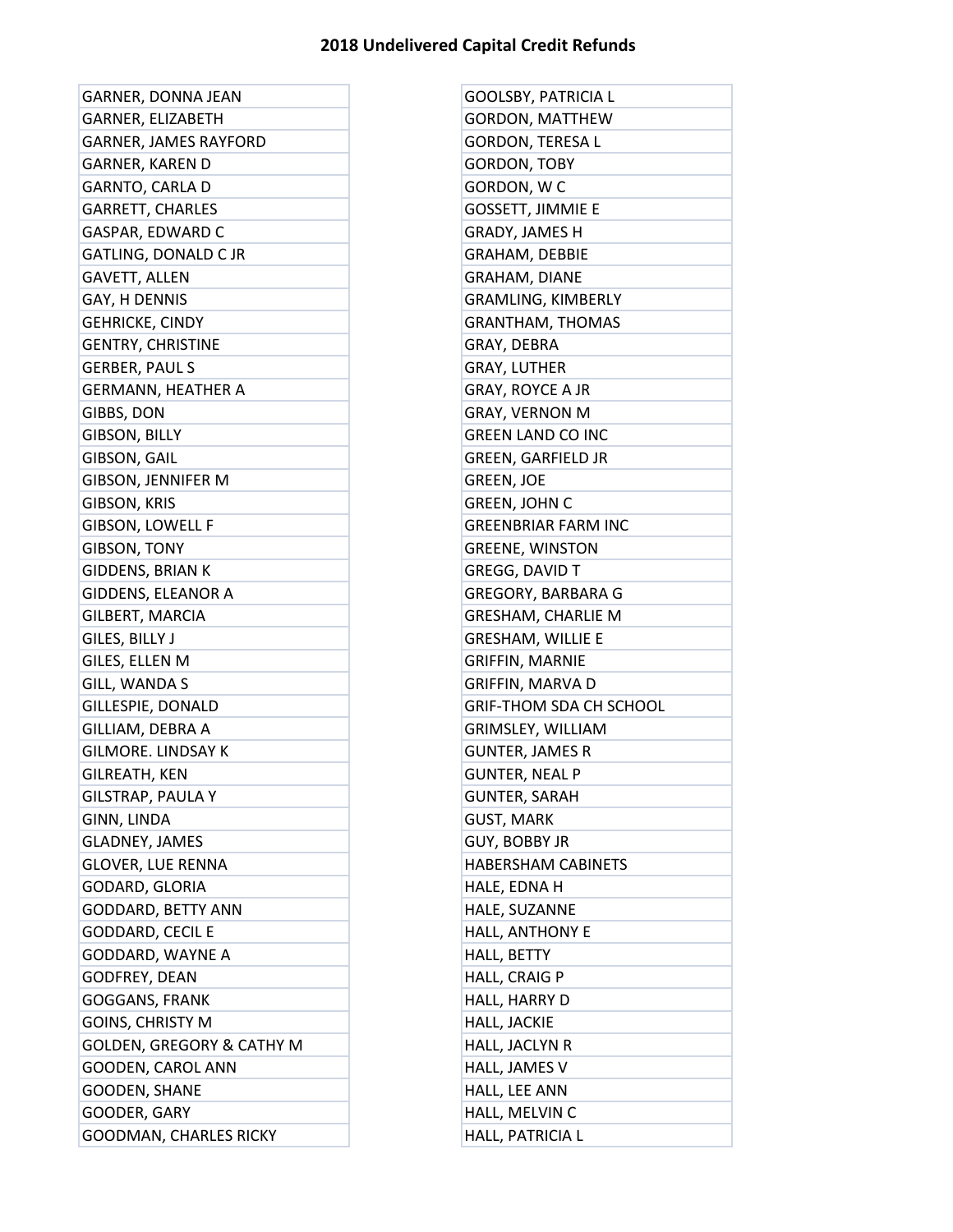# 2018 Undelivered Capital Credit Refunds

| |
|---|
| GARNER, DONNA JEAN |
| GARNER, ELIZABETH |
| GARNER, JAMES RAYFORD |
| GARNER, KAREN D |
| GARNTO, CARLA D |
| GARRETT, CHARLES |
| GASPAR, EDWARD C |
| GATLING, DONALD C JR |
| GAVETT, ALLEN |
| GAY, H DENNIS |
| GEHRICKE, CINDY |
| GENTRY, CHRISTINE |
| GERBER, PAUL S |
| GERMANN, HEATHER A |
| GIBBS, DON |
| GIBSON, BILLY |
| GIBSON, GAIL |
| GIBSON, JENNIFER M |
| GIBSON, KRIS |
| GIBSON, LOWELL F |
| GIBSON, TONY |
| GIDDENS, BRIAN K |
| GIDDENS, ELEANOR A |
| GILBERT, MARCIA |
| GILES, BILLY J |
| GILES, ELLEN M |
| GILL, WANDA S |
| GILLESPIE, DONALD |
| GILLIAM, DEBRA A |
| GILMORE. LINDSAY K |
| GILREATH, KEN |
| GILSTRAP, PAULA Y |
| GINN, LINDA |
| GLADNEY, JAMES |
| GLOVER, LUE RENNA |
| GODARD, GLORIA |
| GODDARD, BETTY ANN |
| GODDARD, CECIL E |
| GODDARD, WAYNE A |
| GODFREY, DEAN |
| GOGGANS, FRANK |
| GOINS, CHRISTY M |
| GOLDEN, GREGORY & CATHY M |
| GOODEN, CAROL ANN |
| GOODEN, SHANE |
| GOODER, GARY |
| GOODMAN, CHARLES RICKY |

| |
|---|
| GOOLSBY, PATRICIA L |
| GORDON, MATTHEW |
| GORDON, TERESA L |
| GORDON, TOBY |
| GORDON, W C |
| GOSSETT, JIMMIE E |
| GRADY, JAMES H |
| GRAHAM, DEBBIE |
| GRAHAM, DIANE |
| GRAMLING, KIMBERLY |
| GRANTHAM, THOMAS |
| GRAY, DEBRA |
| GRAY, LUTHER |
| GRAY, ROYCE A JR |
| GRAY, VERNON M |
| GREEN LAND CO INC |
| GREEN, GARFIELD JR |
| GREEN, JOE |
| GREEN, JOHN C |
| GREENBRIAR FARM INC |
| GREENE, WINSTON |
| GREGG, DAVID T |
| GREGORY, BARBARA G |
| GRESHAM, CHARLIE M |
| GRESHAM, WILLIE E |
| GRIFFIN, MARNIE |
| GRIFFIN, MARVA D |
| GRIF-THOM SDA CH SCHOOL |
| GRIMSLEY, WILLIAM |
| GUNTER, JAMES R |
| GUNTER, NEAL P |
| GUNTER, SARAH |
| GUST, MARK |
| GUY, BOBBY JR |
| HABERSHAM CABINETS |
| HALE, EDNA H |
| HALE, SUZANNE |
| HALL, ANTHONY E |
| HALL, BETTY |
| HALL, CRAIG P |
| HALL, HARRY D |
| HALL, JACKIE |
| HALL, JACLYN R |
| HALL, JAMES V |
| HALL, LEE ANN |
| HALL, MELVIN C |
| HALL, PATRICIA L |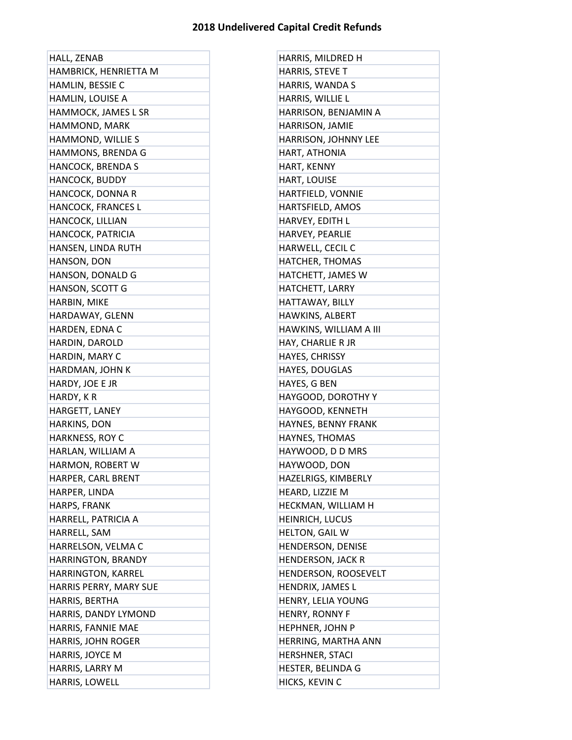## 2018 Undelivered Capital Credit Refunds

| |
|---|
| HALL, ZENAB |
| HAMBRICK, HENRIETTA M |
| HAMLIN, BESSIE C |
| HAMLIN, LOUISE A |
| HAMMOCK, JAMES L SR |
| HAMMOND, MARK |
| HAMMOND, WILLIE S |
| HAMMONS, BRENDA G |
| HANCOCK, BRENDA S |
| HANCOCK, BUDDY |
| HANCOCK, DONNA R |
| HANCOCK, FRANCES L |
| HANCOCK, LILLIAN |
| HANCOCK, PATRICIA |
| HANSEN, LINDA RUTH |
| HANSON, DON |
| HANSON, DONALD G |
| HANSON, SCOTT G |
| HARBIN, MIKE |
| HARDAWAY, GLENN |
| HARDEN, EDNA C |
| HARDIN, DAROLD |
| HARDIN, MARY C |
| HARDMAN, JOHN K |
| HARDY, JOE E JR |
| HARDY, K R |
| HARGETT, LANEY |
| HARKINS, DON |
| HARKNESS, ROY C |
| HARLAN, WILLIAM A |
| HARMON, ROBERT W |
| HARPER, CARL BRENT |
| HARPER, LINDA |
| HARPS, FRANK |
| HARRELL, PATRICIA A |
| HARRELL, SAM |
| HARRELSON, VELMA C |
| HARRINGTON, BRANDY |
| HARRINGTON, KARREL |
| HARRIS PERRY, MARY SUE |
| HARRIS, BERTHA |
| HARRIS, DANDY LYMOND |
| HARRIS, FANNIE MAE |
| HARRIS, JOHN ROGER |
| HARRIS, JOYCE M |
| HARRIS, LARRY M |
| HARRIS, LOWELL |
| HARRIS, MILDRED H |
| HARRIS, STEVE T |
| HARRIS, WANDA S |
| HARRIS, WILLIE L |
| HARRISON, BENJAMIN A |
| HARRISON, JAMIE |
| HARRISON, JOHNNY LEE |
| HART, ATHONIA |
| HART, KENNY |
| HART, LOUISE |
| HARTFIELD, VONNIE |
| HARTSFIELD, AMOS |
| HARVEY, EDITH L |
| HARVEY, PEARLIE |
| HARWELL, CECIL C |
| HATCHER, THOMAS |
| HATCHETT, JAMES W |
| HATCHETT, LARRY |
| HATTAWAY, BILLY |
| HAWKINS, ALBERT |
| HAWKINS, WILLIAM A III |
| HAY, CHARLIE R JR |
| HAYES, CHRISSY |
| HAYES, DOUGLAS |
| HAYES, G BEN |
| HAYGOOD, DOROTHY Y |
| HAYGOOD, KENNETH |
| HAYNES, BENNY FRANK |
| HAYNES, THOMAS |
| HAYWOOD, D D MRS |
| HAYWOOD, DON |
| HAZELRIGS, KIMBERLY |
| HEARD, LIZZIE M |
| HECKMAN, WILLIAM H |
| HEINRICH, LUCUS |
| HELTON, GAIL W |
| HENDERSON, DENISE |
| HENDERSON, JACK R |
| HENDERSON, ROOSEVELT |
| HENDRIX, JAMES L |
| HENRY, LELIA YOUNG |
| HENRY, RONNY F |
| HEPHNER, JOHN P |
| HERRING, MARTHA ANN |
| HERSHNER, STACI |
| HESTER, BELINDA G |
| HICKS, KEVIN C |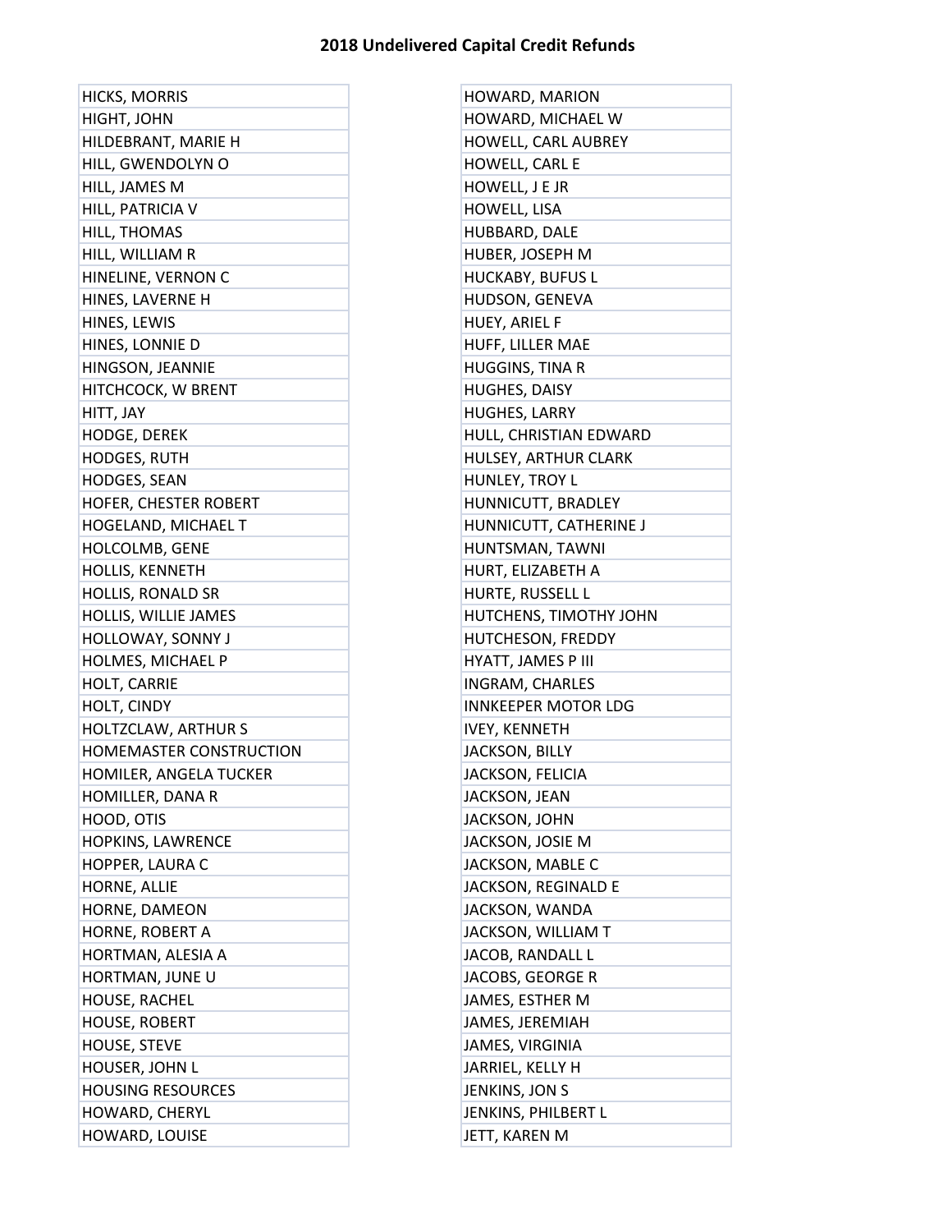# 2018 Undelivered Capital Credit Refunds

| |
|---|
| HICKS, MORRIS |
| HIGHT, JOHN |
| HILDEBRANT, MARIE H |
| HILL, GWENDOLYN O |
| HILL, JAMES M |
| HILL, PATRICIA V |
| HILL, THOMAS |
| HILL, WILLIAM R |
| HINELINE, VERNON C |
| HINES, LAVERNE H |
| HINES, LEWIS |
| HINES, LONNIE D |
| HINGSON, JEANNIE |
| HITCHCOCK, W BRENT |
| HITT, JAY |
| HODGE, DEREK |
| HODGES, RUTH |
| HODGES, SEAN |
| HOFER, CHESTER ROBERT |
| HOGELAND, MICHAEL T |
| HOLCOLMB, GENE |
| HOLLIS, KENNETH |
| HOLLIS, RONALD SR |
| HOLLIS, WILLIE JAMES |
| HOLLOWAY, SONNY J |
| HOLMES, MICHAEL P |
| HOLT, CARRIE |
| HOLT, CINDY |
| HOLTZCLAW, ARTHUR S |
| HOMEMASTER CONSTRUCTION |
| HOMILER, ANGELA TUCKER |
| HOMILLER, DANA R |
| HOOD, OTIS |
| HOPKINS, LAWRENCE |
| HOPPER, LAURA C |
| HORNE, ALLIE |
| HORNE, DAMEON |
| HORNE, ROBERT A |
| HORTMAN, ALESIA A |
| HORTMAN, JUNE U |
| HOUSE, RACHEL |
| HOUSE, ROBERT |
| HOUSE, STEVE |
| HOUSER, JOHN L |
| HOUSING RESOURCES |
| HOWARD, CHERYL |
| HOWARD, LOUISE |

| |
|---|
| HOWARD, MARION |
| HOWARD, MICHAEL W |
| HOWELL, CARL AUBREY |
| HOWELL, CARL E |
| HOWELL, J E JR |
| HOWELL, LISA |
| HUBBARD, DALE |
| HUBER, JOSEPH M |
| HUCKABY, BUFUS L |
| HUDSON, GENEVA |
| HUEY, ARIEL F |
| HUFF, LILLER MAE |
| HUGGINS, TINA R |
| HUGHES, DAISY |
| HUGHES, LARRY |
| HULL, CHRISTIAN EDWARD |
| HULSEY, ARTHUR CLARK |
| HUNLEY, TROY L |
| HUNNICUTT, BRADLEY |
| HUNNICUTT, CATHERINE J |
| HUNTSMAN, TAWNI |
| HURT, ELIZABETH A |
| HURTE, RUSSELL L |
| HUTCHENS, TIMOTHY JOHN |
| HUTCHESON, FREDDY |
| HYATT, JAMES P III |
| INGRAM, CHARLES |
| INNKEEPER MOTOR LDG |
| IVEY, KENNETH |
| JACKSON, BILLY |
| JACKSON, FELICIA |
| JACKSON, JEAN |
| JACKSON, JOHN |
| JACKSON, JOSIE M |
| JACKSON, MABLE C |
| JACKSON, REGINALD E |
| JACKSON, WANDA |
| JACKSON, WILLIAM T |
| JACOB, RANDALL L |
| JACOBS, GEORGE R |
| JAMES, ESTHER M |
| JAMES, JEREMIAH |
| JAMES, VIRGINIA |
| JARRIEL, KELLY H |
| JENKINS, JON S |
| JENKINS, PHILBERT L |
| JETT, KAREN M |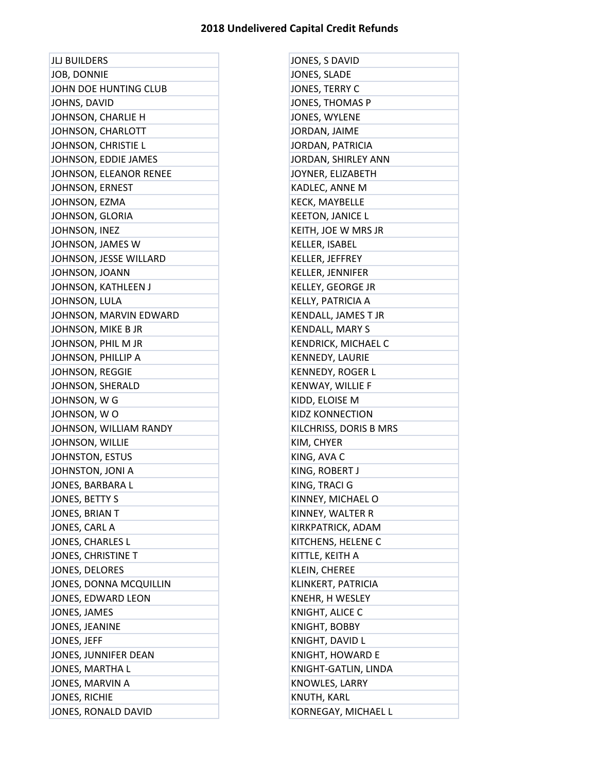# 2018 Undelivered Capital Credit Refunds

| |
|---|
| JLJ BUILDERS |
| JOB, DONNIE |
| JOHN DOE HUNTING CLUB |
| JOHNS, DAVID |
| JOHNSON, CHARLIE H |
| JOHNSON, CHARLOTT |
| JOHNSON, CHRISTIE L |
| JOHNSON, EDDIE JAMES |
| JOHNSON, ELEANOR RENEE |
| JOHNSON, ERNEST |
| JOHNSON, EZMA |
| JOHNSON, GLORIA |
| JOHNSON, INEZ |
| JOHNSON, JAMES W |
| JOHNSON, JESSE WILLARD |
| JOHNSON, JOANN |
| JOHNSON, KATHLEEN J |
| JOHNSON, LULA |
| JOHNSON, MARVIN EDWARD |
| JOHNSON, MIKE B JR |
| JOHNSON, PHIL M JR |
| JOHNSON, PHILLIP A |
| JOHNSON, REGGIE |
| JOHNSON, SHERALD |
| JOHNSON, W G |
| JOHNSON, W O |
| JOHNSON, WILLIAM RANDY |
| JOHNSON, WILLIE |
| JOHNSTON, ESTUS |
| JOHNSTON, JONI A |
| JONES, BARBARA L |
| JONES, BETTY S |
| JONES, BRIAN T |
| JONES, CARL A |
| JONES, CHARLES L |
| JONES, CHRISTINE T |
| JONES, DELORES |
| JONES, DONNA MCQUILLIN |
| JONES, EDWARD LEON |
| JONES, JAMES |
| JONES, JEANINE |
| JONES, JEFF |
| JONES, JUNNIFER DEAN |
| JONES, MARTHA L |
| JONES, MARVIN A |
| JONES, RICHIE |
| JONES, RONALD DAVID |

| |
|---|
| JONES, S DAVID |
| JONES, SLADE |
| JONES, TERRY C |
| JONES, THOMAS P |
| JONES, WYLENE |
| JORDAN, JAIME |
| JORDAN, PATRICIA |
| JORDAN, SHIRLEY ANN |
| JOYNER, ELIZABETH |
| KADLEC, ANNE M |
| KECK, MAYBELLE |
| KEETON, JANICE L |
| KEITH, JOE W MRS JR |
| KELLER, ISABEL |
| KELLER, JEFFREY |
| KELLER, JENNIFER |
| KELLEY, GEORGE JR |
| KELLY, PATRICIA A |
| KENDALL, JAMES T JR |
| KENDALL, MARY S |
| KENDRICK, MICHAEL C |
| KENNEDY, LAURIE |
| KENNEDY, ROGER L |
| KENWAY, WILLIE F |
| KIDD, ELOISE M |
| KIDZ KONNECTION |
| KILCHRISS, DORIS B MRS |
| KIM, CHYER |
| KING, AVA C |
| KING, ROBERT J |
| KING, TRACI G |
| KINNEY, MICHAEL O |
| KINNEY, WALTER R |
| KIRKPATRICK, ADAM |
| KITCHENS, HELENE C |
| KITTLE, KEITH A |
| KLEIN, CHEREE |
| KLINKERT, PATRICIA |
| KNEHR, H WESLEY |
| KNIGHT, ALICE C |
| KNIGHT, BOBBY |
| KNIGHT, DAVID L |
| KNIGHT, HOWARD E |
| KNIGHT-GATLIN, LINDA |
| KNOWLES, LARRY |
| KNUTH, KARL |
| KORNEGAY, MICHAEL L |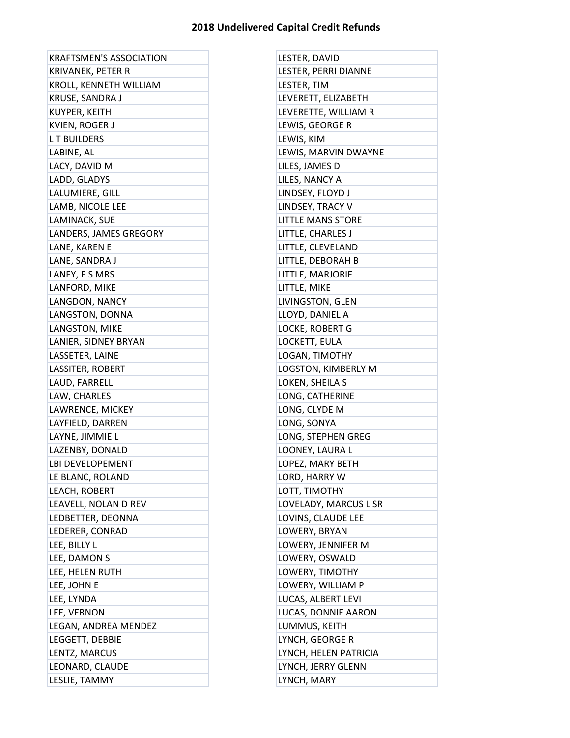# 2018 Undelivered Capital Credit Refunds

| | |
|---|---|
| KRAFTSMEN'S ASSOCIATION | LESTER, DAVID |
| KRIVANEK, PETER R | LESTER, PERRI DIANNE |
| KROLL, KENNETH WILLIAM | LESTER, TIM |
| KRUSE, SANDRA J | LEVERETT, ELIZABETH |
| KUYPER, KEITH | LEVERETTE, WILLIAM R |
| KVIEN, ROGER J | LEWIS, GEORGE R |
| L T BUILDERS | LEWIS, KIM |
| LABINE, AL | LEWIS, MARVIN DWAYNE |
| LACY, DAVID M | LILES, JAMES D |
| LADD, GLADYS | LILES, NANCY A |
| LALUMIERE, GILL | LINDSEY, FLOYD J |
| LAMB, NICOLE LEE | LINDSEY, TRACY V |
| LAMINACK, SUE | LITTLE MANS STORE |
| LANDERS, JAMES GREGORY | LITTLE, CHARLES J |
| LANE, KAREN E | LITTLE, CLEVELAND |
| LANE, SANDRA J | LITTLE, DEBORAH B |
| LANEY, E S MRS | LITTLE, MARJORIE |
| LANFORD, MIKE | LITTLE, MIKE |
| LANGDON, NANCY | LIVINGSTON, GLEN |
| LANGSTON, DONNA | LLOYD, DANIEL A |
| LANGSTON, MIKE | LOCKE, ROBERT G |
| LANIER, SIDNEY BRYAN | LOCKETT, EULA |
| LASSETER, LAINE | LOGAN, TIMOTHY |
| LASSITER, ROBERT | LOGSTON, KIMBERLY M |
| LAUD, FARRELL | LOKEN, SHEILA S |
| LAW, CHARLES | LONG, CATHERINE |
| LAWRENCE, MICKEY | LONG, CLYDE M |
| LAYFIELD, DARREN | LONG, SONYA |
| LAYNE, JIMMIE L | LONG, STEPHEN GREG |
| LAZENBY, DONALD | LOONEY, LAURA L |
| LBI DEVELOPEMENT | LOPEZ, MARY BETH |
| LE BLANC, ROLAND | LORD, HARRY W |
| LEACH, ROBERT | LOTT, TIMOTHY |
| LEAVELL, NOLAN D REV | LOVELADY, MARCUS L SR |
| LEDBETTER, DEONNA | LOVINS, CLAUDE LEE |
| LEDERER, CONRAD | LOWERY, BRYAN |
| LEE, BILLY L | LOWERY, JENNIFER M |
| LEE, DAMON S | LOWERY, OSWALD |
| LEE, HELEN RUTH | LOWERY, TIMOTHY |
| LEE, JOHN E | LOWERY, WILLIAM P |
| LEE, LYNDA | LUCAS, ALBERT LEVI |
| LEE, VERNON | LUCAS, DONNIE AARON |
| LEGAN, ANDREA MENDEZ | LUMMUS, KEITH |
| LEGGETT, DEBBIE | LYNCH, GEORGE R |
| LENTZ, MARCUS | LYNCH, HELEN PATRICIA |
| LEONARD, CLAUDE | LYNCH, JERRY GLENN |
| LESLIE, TAMMY | LYNCH, MARY |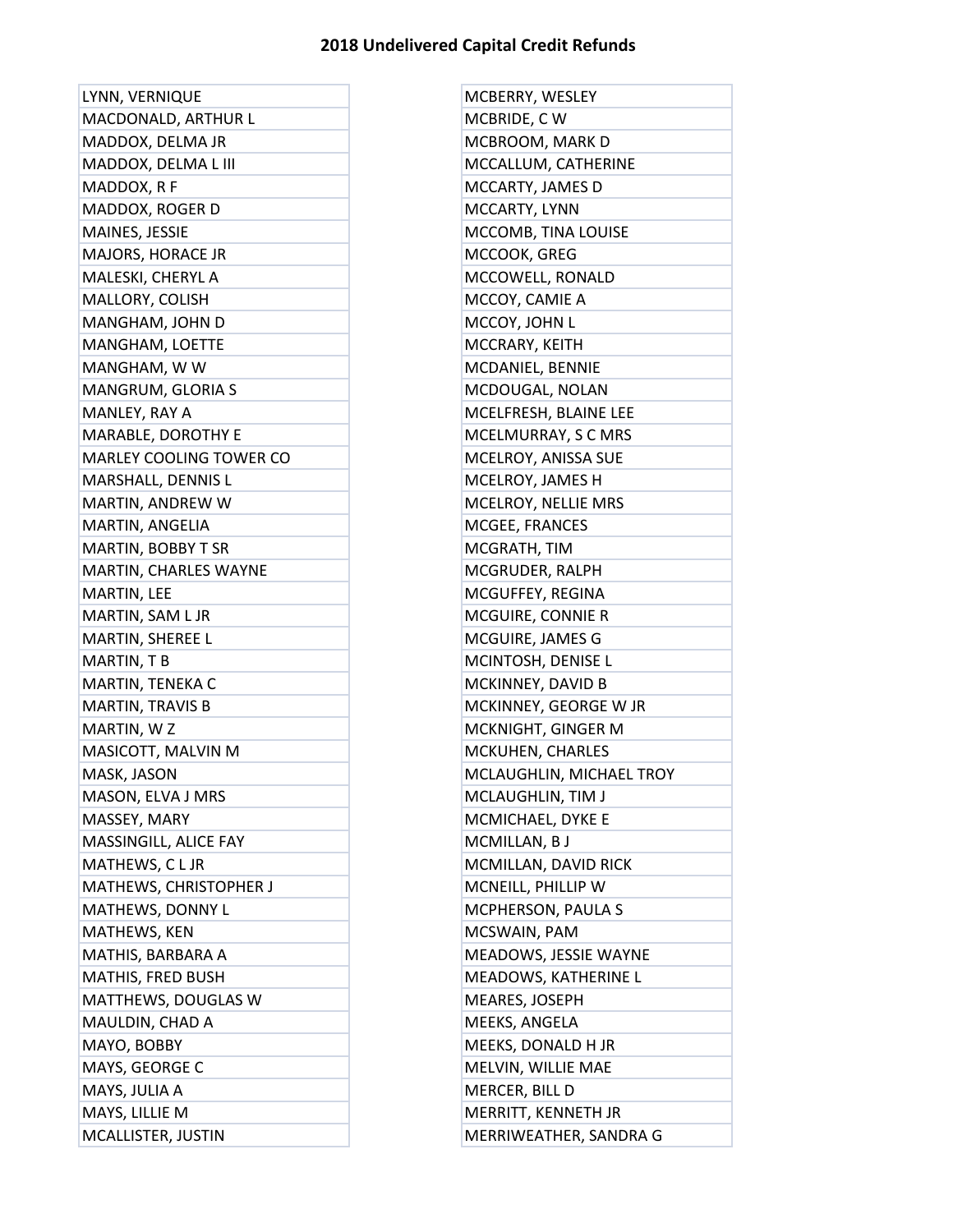## 2018 Undelivered Capital Credit Refunds

| |
|---|
| LYNN, VERNIQUE |
| MACDONALD, ARTHUR L |
| MADDOX, DELMA JR |
| MADDOX, DELMA L III |
| MADDOX, R F |
| MADDOX, ROGER D |
| MAINES, JESSIE |
| MAJORS, HORACE JR |
| MALESKI, CHERYL A |
| MALLORY, COLISH |
| MANGHAM, JOHN D |
| MANGHAM, LOETTE |
| MANGHAM, W W |
| MANGRUM, GLORIA S |
| MANLEY, RAY A |
| MARABLE, DOROTHY E |
| MARLEY COOLING TOWER CO |
| MARSHALL, DENNIS L |
| MARTIN, ANDREW W |
| MARTIN, ANGELIA |
| MARTIN, BOBBY T SR |
| MARTIN, CHARLES WAYNE |
| MARTIN, LEE |
| MARTIN, SAM L JR |
| MARTIN, SHEREE L |
| MARTIN, T B |
| MARTIN, TENEKA C |
| MARTIN, TRAVIS B |
| MARTIN, W Z |
| MASICOTT, MALVIN M |
| MASK, JASON |
| MASON, ELVA J MRS |
| MASSEY, MARY |
| MASSINGILL, ALICE FAY |
| MATHEWS, C L JR |
| MATHEWS, CHRISTOPHER J |
| MATHEWS, DONNY L |
| MATHEWS, KEN |
| MATHIS, BARBARA A |
| MATHIS, FRED BUSH |
| MATTHEWS, DOUGLAS W |
| MAULDIN, CHAD A |
| MAYO, BOBBY |
| MAYS, GEORGE C |
| MAYS, JULIA A |
| MAYS, LILLIE M |
| MCALLISTER, JUSTIN |
| MCBERRY, WESLEY |
| MCBRIDE, C W |
| MCBROOM, MARK D |
| MCCALLUM, CATHERINE |
| MCCARTY, JAMES D |
| MCCARTY, LYNN |
| MCCOMB, TINA LOUISE |
| MCCOOK, GREG |
| MCCOWELL, RONALD |
| MCCOY, CAMIE A |
| MCCOY, JOHN L |
| MCCRARY, KEITH |
| MCDANIEL, BENNIE |
| MCDOUGAL, NOLAN |
| MCELFRESH, BLAINE LEE |
| MCELMURRAY, S C MRS |
| MCELROY, ANISSA SUE |
| MCELROY, JAMES H |
| MCELROY, NELLIE MRS |
| MCGEE, FRANCES |
| MCGRATH, TIM |
| MCGRUDER, RALPH |
| MCGUFFEY, REGINA |
| MCGUIRE, CONNIE R |
| MCGUIRE, JAMES G |
| MCINTOSH, DENISE L |
| MCKINNEY, DAVID B |
| MCKINNEY, GEORGE W JR |
| MCKNIGHT, GINGER M |
| MCKUHEN, CHARLES |
| MCLAUGHLIN, MICHAEL TROY |
| MCLAUGHLIN, TIM J |
| MCMICHAEL, DYKE E |
| MCMILLAN, B J |
| MCMILLAN, DAVID RICK |
| MCNEILL, PHILLIP W |
| MCPHERSON, PAULA S |
| MCSWAIN, PAM |
| MEADOWS, JESSIE WAYNE |
| MEADOWS, KATHERINE L |
| MEARES, JOSEPH |
| MEEKS, ANGELA |
| MEEKS, DONALD H JR |
| MELVIN, WILLIE MAE |
| MERCER, BILL D |
| MERRITT, KENNETH JR |
| MERRIWEATHER, SANDRA G |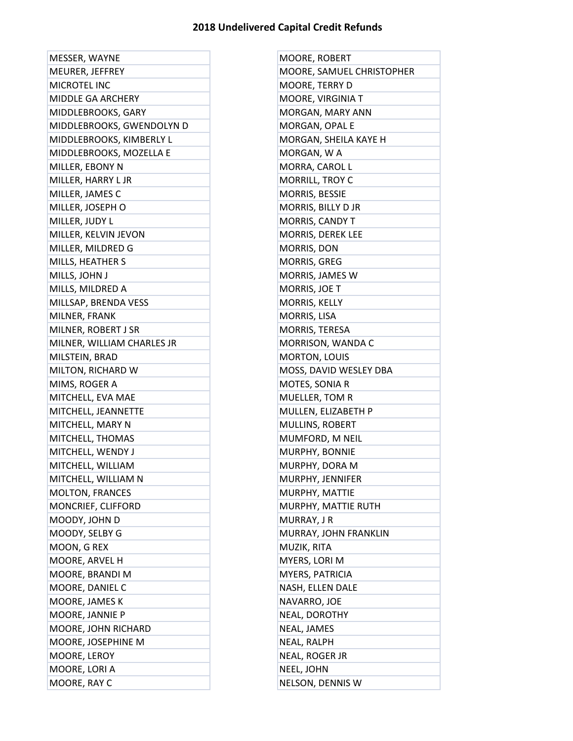# 2018 Undelivered Capital Credit Refunds

| |
|---|
| MESSER, WAYNE |
| MEURER, JEFFREY |
| MICROTEL INC |
| MIDDLE GA ARCHERY |
| MIDDLEBROOKS, GARY |
| MIDDLEBROOKS, GWENDOLYN D |
| MIDDLEBROOKS, KIMBERLY L |
| MIDDLEBROOKS, MOZELLA E |
| MILLER, EBONY N |
| MILLER, HARRY L JR |
| MILLER, JAMES C |
| MILLER, JOSEPH O |
| MILLER, JUDY L |
| MILLER, KELVIN JEVON |
| MILLER, MILDRED G |
| MILLS, HEATHER S |
| MILLS, JOHN J |
| MILLS, MILDRED A |
| MILLSAP, BRENDA VESS |
| MILNER, FRANK |
| MILNER, ROBERT J SR |
| MILNER, WILLIAM CHARLES JR |
| MILSTEIN, BRAD |
| MILTON, RICHARD W |
| MIMS, ROGER A |
| MITCHELL, EVA MAE |
| MITCHELL, JEANNETTE |
| MITCHELL, MARY N |
| MITCHELL, THOMAS |
| MITCHELL, WENDY J |
| MITCHELL, WILLIAM |
| MITCHELL, WILLIAM N |
| MOLTON, FRANCES |
| MONCRIEF, CLIFFORD |
| MOODY, JOHN D |
| MOODY, SELBY G |
| MOON, G REX |
| MOORE, ARVEL H |
| MOORE, BRANDI M |
| MOORE, DANIEL C |
| MOORE, JAMES K |
| MOORE, JANNIE P |
| MOORE, JOHN RICHARD |
| MOORE, JOSEPHINE M |
| MOORE, LEROY |
| MOORE, LORI A |
| MOORE, RAY C |
| MOORE, ROBERT |
| MOORE, SAMUEL CHRISTOPHER |
| MOORE, TERRY D |
| MOORE, VIRGINIA T |
| MORGAN, MARY ANN |
| MORGAN, OPAL E |
| MORGAN, SHEILA KAYE H |
| MORGAN, W A |
| MORRA, CAROL L |
| MORRILL, TROY C |
| MORRIS, BESSIE |
| MORRIS, BILLY D JR |
| MORRIS, CANDY T |
| MORRIS, DEREK LEE |
| MORRIS, DON |
| MORRIS, GREG |
| MORRIS, JAMES W |
| MORRIS, JOE T |
| MORRIS, KELLY |
| MORRIS, LISA |
| MORRIS, TERESA |
| MORRISON, WANDA C |
| MORTON, LOUIS |
| MOSS, DAVID WESLEY DBA |
| MOTES, SONIA R |
| MUELLER, TOM R |
| MULLEN, ELIZABETH P |
| MULLINS, ROBERT |
| MUMFORD, M NEIL |
| MURPHY, BONNIE |
| MURPHY, DORA M |
| MURPHY, JENNIFER |
| MURPHY, MATTIE |
| MURPHY, MATTIE RUTH |
| MURRAY, J R |
| MURRAY, JOHN FRANKLIN |
| MUZIK, RITA |
| MYERS, LORI M |
| MYERS, PATRICIA |
| NASH, ELLEN DALE |
| NAVARRO, JOE |
| NEAL, DOROTHY |
| NEAL, JAMES |
| NEAL, RALPH |
| NEAL, ROGER JR |
| NEEL, JOHN |
| NELSON, DENNIS W |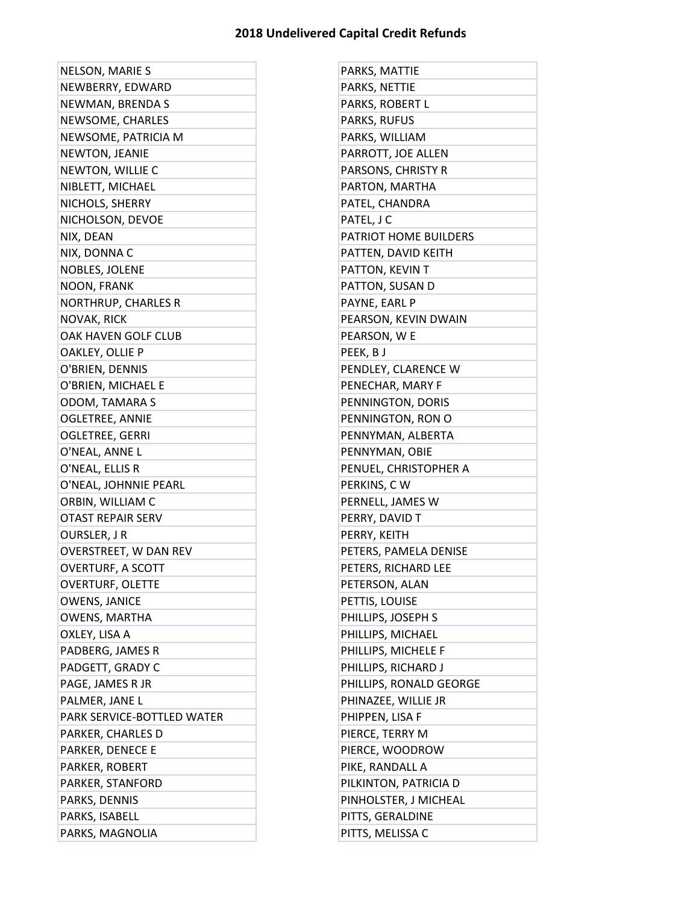# 2018 Undelivered Capital Credit Refunds

| | |
|---|---|
| NELSON, MARIE S | PARKS, MATTIE |
| NEWBERRY, EDWARD | PARKS, NETTIE |
| NEWMAN, BRENDA S | PARKS, ROBERT L |
| NEWSOME, CHARLES | PARKS, RUFUS |
| NEWSOME, PATRICIA M | PARKS, WILLIAM |
| NEWTON, JEANIE | PARROTT, JOE ALLEN |
| NEWTON, WILLIE C | PARSONS, CHRISTY R |
| NIBLETT, MICHAEL | PARTON, MARTHA |
| NICHOLS, SHERRY | PATEL, CHANDRA |
| NICHOLSON, DEVOE | PATEL, J C |
| NIX, DEAN | PATRIOT HOME BUILDERS |
| NIX, DONNA C | PATTEN, DAVID KEITH |
| NOBLES, JOLENE | PATTON, KEVIN T |
| NOON, FRANK | PATTON, SUSAN D |
| NORTHRUP, CHARLES R | PAYNE, EARL P |
| NOVAK, RICK | PEARSON, KEVIN DWAIN |
| OAK HAVEN GOLF CLUB | PEARSON, W E |
| OAKLEY, OLLIE P | PEEK, B J |
| O'BRIEN, DENNIS | PENDLEY, CLARENCE W |
| O'BRIEN, MICHAEL E | PENECHAR, MARY F |
| ODOM, TAMARA S | PENNINGTON, DORIS |
| OGLETREE, ANNIE | PENNINGTON, RON O |
| OGLETREE, GERRI | PENNYMAN, ALBERTA |
| O'NEAL, ANNE L | PENNYMAN, OBIE |
| O'NEAL, ELLIS R | PENUEL, CHRISTOPHER A |
| O'NEAL, JOHNNIE PEARL | PERKINS, C W |
| ORBIN, WILLIAM C | PERNELL, JAMES W |
| OTAST REPAIR SERV | PERRY, DAVID T |
| OURSLER, J R | PERRY, KEITH |
| OVERSTREET, W DAN REV | PETERS, PAMELA DENISE |
| OVERTURF, A SCOTT | PETERS, RICHARD LEE |
| OVERTURF, OLETTE | PETERSON, ALAN |
| OWENS, JANICE | PETTIS, LOUISE |
| OWENS, MARTHA | PHILLIPS, JOSEPH S |
| OXLEY, LISA A | PHILLIPS, MICHAEL |
| PADBERG, JAMES R | PHILLIPS, MICHELE F |
| PADGETT, GRADY C | PHILLIPS, RICHARD J |
| PAGE, JAMES R JR | PHILLIPS, RONALD GEORGE |
| PALMER, JANE L | PHINAZEE, WILLIE JR |
| PARK SERVICE-BOTTLED WATER | PHIPPEN, LISA F |
| PARKER, CHARLES D | PIERCE, TERRY M |
| PARKER, DENECE E | PIERCE, WOODROW |
| PARKER, ROBERT | PIKE, RANDALL A |
| PARKER, STANFORD | PILKINTON, PATRICIA D |
| PARKS, DENNIS | PINHOLSTER, J MICHEAL |
| PARKS, ISABELL | PITTS, GERALDINE |
| PARKS, MAGNOLIA | PITTS, MELISSA C |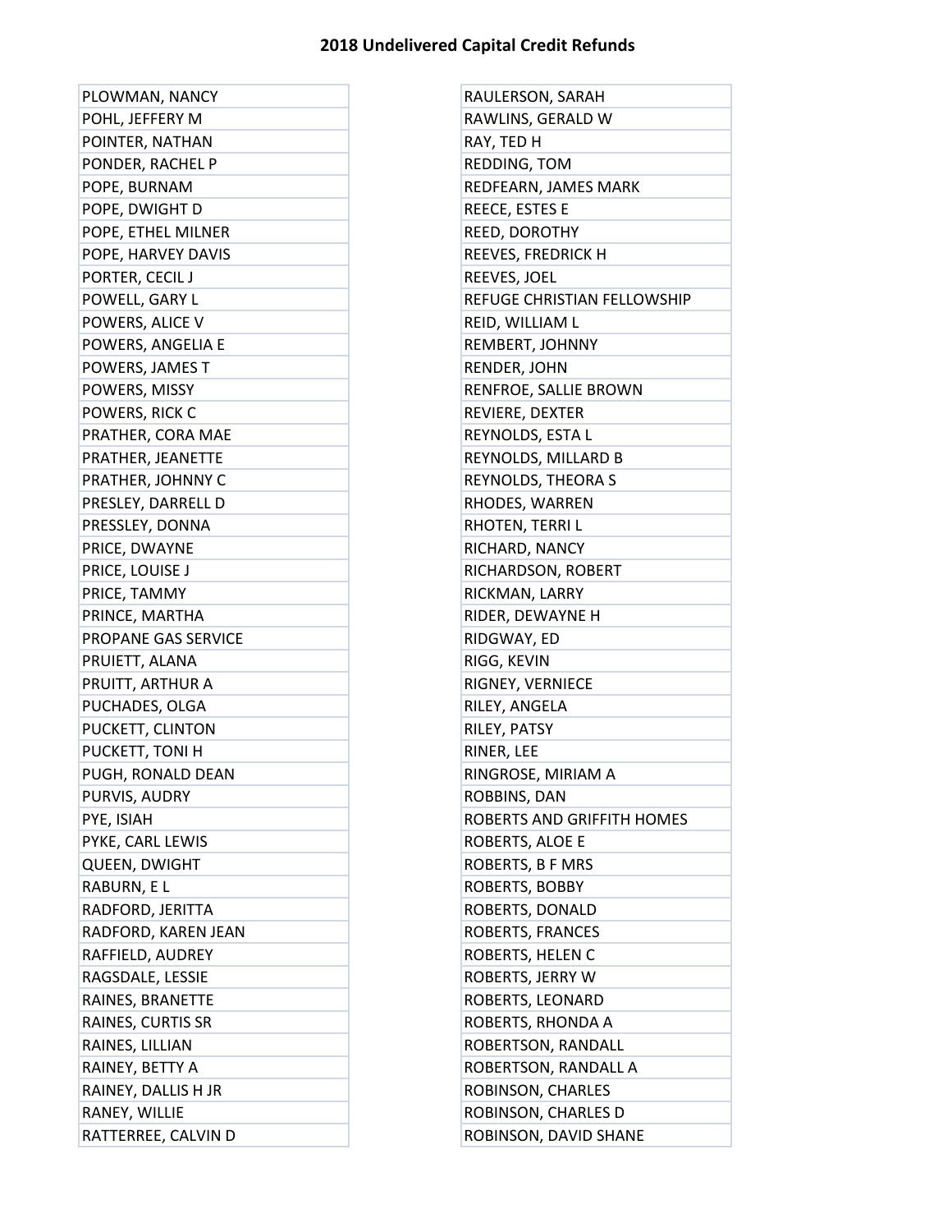## 2018 Undelivered Capital Credit Refunds

| |
|---|
| PLOWMAN, NANCY |
| POHL, JEFFERY M |
| POINTER, NATHAN |
| PONDER, RACHEL P |
| POPE, BURNAM |
| POPE, DWIGHT D |
| POPE, ETHEL MILNER |
| POPE, HARVEY DAVIS |
| PORTER, CECIL J |
| POWELL, GARY L |
| POWERS, ALICE V |
| POWERS, ANGELIA E |
| POWERS, JAMES T |
| POWERS, MISSY |
| POWERS, RICK C |
| PRATHER, CORA MAE |
| PRATHER, JEANETTE |
| PRATHER, JOHNNY C |
| PRESLEY, DARRELL D |
| PRESSLEY, DONNA |
| PRICE, DWAYNE |
| PRICE, LOUISE J |
| PRICE, TAMMY |
| PRINCE, MARTHA |
| PROPANE GAS SERVICE |
| PRUIETT, ALANA |
| PRUITT, ARTHUR A |
| PUCHADES, OLGA |
| PUCKETT, CLINTON |
| PUCKETT, TONI H |
| PUGH, RONALD DEAN |
| PURVIS, AUDRY |
| PYE, ISIAH |
| PYKE, CARL LEWIS |
| QUEEN, DWIGHT |
| RABURN, E L |
| RADFORD, JERITTA |
| RADFORD, KAREN JEAN |
| RAFFIELD, AUDREY |
| RAGSDALE, LESSIE |
| RAINES, BRANETTE |
| RAINES, CURTIS SR |
| RAINES, LILLIAN |
| RAINEY, BETTY A |
| RAINEY, DALLIS H JR |
| RANEY, WILLIE |
| RATTERREE, CALVIN D |
| RAULERSON, SARAH |
| RAWLINS, GERALD W |
| RAY, TED H |
| REDDING, TOM |
| REDFEARN, JAMES MARK |
| REECE, ESTES E |
| REED, DOROTHY |
| REEVES, FREDRICK H |
| REEVES, JOEL |
| REFUGE CHRISTIAN FELLOWSHIP |
| REID, WILLIAM L |
| REMBERT, JOHNNY |
| RENDER, JOHN |
| RENFROE, SALLIE BROWN |
| REVIERE, DEXTER |
| REYNOLDS, ESTA L |
| REYNOLDS, MILLARD B |
| REYNOLDS, THEORA S |
| RHODES, WARREN |
| RHOTEN, TERRI L |
| RICHARD, NANCY |
| RICHARDSON, ROBERT |
| RICKMAN, LARRY |
| RIDER, DEWAYNE H |
| RIDGWAY, ED |
| RIGG, KEVIN |
| RIGNEY, VERNIECE |
| RILEY, ANGELA |
| RILEY, PATSY |
| RINER, LEE |
| RINGROSE, MIRIAM A |
| ROBBINS, DAN |
| ROBERTS AND GRIFFITH HOMES |
| ROBERTS, ALOE E |
| ROBERTS, B F MRS |
| ROBERTS, BOBBY |
| ROBERTS, DONALD |
| ROBERTS, FRANCES |
| ROBERTS, HELEN C |
| ROBERTS, JERRY W |
| ROBERTS, LEONARD |
| ROBERTS, RHONDA A |
| ROBERTSON, RANDALL |
| ROBERTSON, RANDALL A |
| ROBINSON, CHARLES |
| ROBINSON, CHARLES D |
| ROBINSON, DAVID SHANE |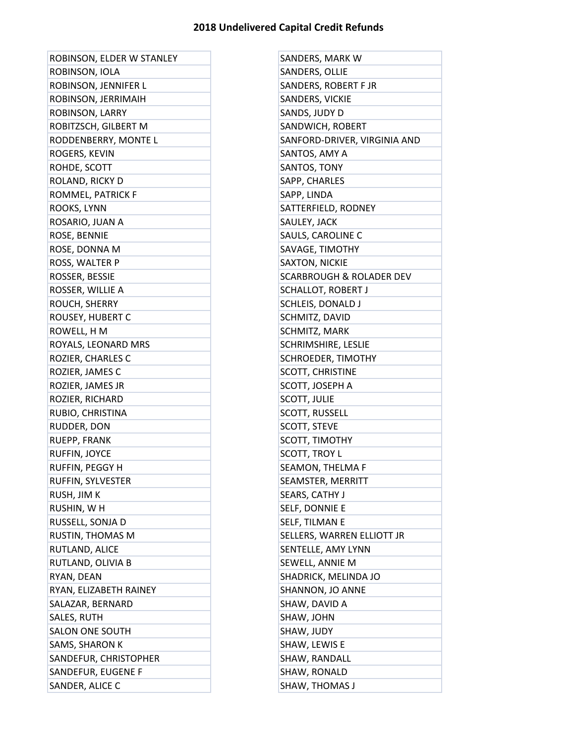# 2018 Undelivered Capital Credit Refunds

| | |
|---|---|
| ROBINSON, ELDER W STANLEY | SANDERS, MARK W |
| ROBINSON, IOLA | SANDERS, OLLIE |
| ROBINSON, JENNIFER L | SANDERS, ROBERT F JR |
| ROBINSON, JERRIMAIH | SANDERS, VICKIE |
| ROBINSON, LARRY | SANDS, JUDY D |
| ROBITZSCH, GILBERT M | SANDWICH, ROBERT |
| RODDENBERRY, MONTE L | SANFORD-DRIVER, VIRGINIA AND |
| ROGERS, KEVIN | SANTOS, AMY A |
| ROHDE, SCOTT | SANTOS, TONY |
| ROLAND, RICKY D | SAPP, CHARLES |
| ROMMEL, PATRICK F | SAPP, LINDA |
| ROOKS, LYNN | SATTERFIELD, RODNEY |
| ROSARIO, JUAN A | SAULEY, JACK |
| ROSE, BENNIE | SAULS, CAROLINE C |
| ROSE, DONNA M | SAVAGE, TIMOTHY |
| ROSS, WALTER P | SAXTON, NICKIE |
| ROSSER, BESSIE | SCARBROUGH & ROLADER DEV |
| ROSSER, WILLIE A | SCHALLOT, ROBERT J |
| ROUCH, SHERRY | SCHLEIS, DONALD J |
| ROUSEY, HUBERT C | SCHMITZ, DAVID |
| ROWELL, H M | SCHMITZ, MARK |
| ROYALS, LEONARD MRS | SCHRIMSHIRE, LESLIE |
| ROZIER, CHARLES C | SCHROEDER, TIMOTHY |
| ROZIER, JAMES C | SCOTT, CHRISTINE |
| ROZIER, JAMES JR | SCOTT, JOSEPH A |
| ROZIER, RICHARD | SCOTT, JULIE |
| RUBIO, CHRISTINA | SCOTT, RUSSELL |
| RUDDER, DON | SCOTT, STEVE |
| RUEPP, FRANK | SCOTT, TIMOTHY |
| RUFFIN, JOYCE | SCOTT, TROY L |
| RUFFIN, PEGGY H | SEAMON, THELMA F |
| RUFFIN, SYLVESTER | SEAMSTER, MERRITT |
| RUSH, JIM K | SEARS, CATHY J |
| RUSHIN, W H | SELF, DONNIE E |
| RUSSELL, SONJA D | SELF, TILMAN E |
| RUSTIN, THOMAS M | SELLERS, WARREN ELLIOTT JR |
| RUTLAND, ALICE | SENTELLE, AMY LYNN |
| RUTLAND, OLIVIA B | SEWELL, ANNIE M |
| RYAN, DEAN | SHADRICK, MELINDA JO |
| RYAN, ELIZABETH RAINEY | SHANNON, JO ANNE |
| SALAZAR, BERNARD | SHAW, DAVID A |
| SALES, RUTH | SHAW, JOHN |
| SALON ONE SOUTH | SHAW, JUDY |
| SAMS, SHARON K | SHAW, LEWIS E |
| SANDEFUR, CHRISTOPHER | SHAW, RANDALL |
| SANDEFUR, EUGENE F | SHAW, RONALD |
| SANDER, ALICE C | SHAW, THOMAS J |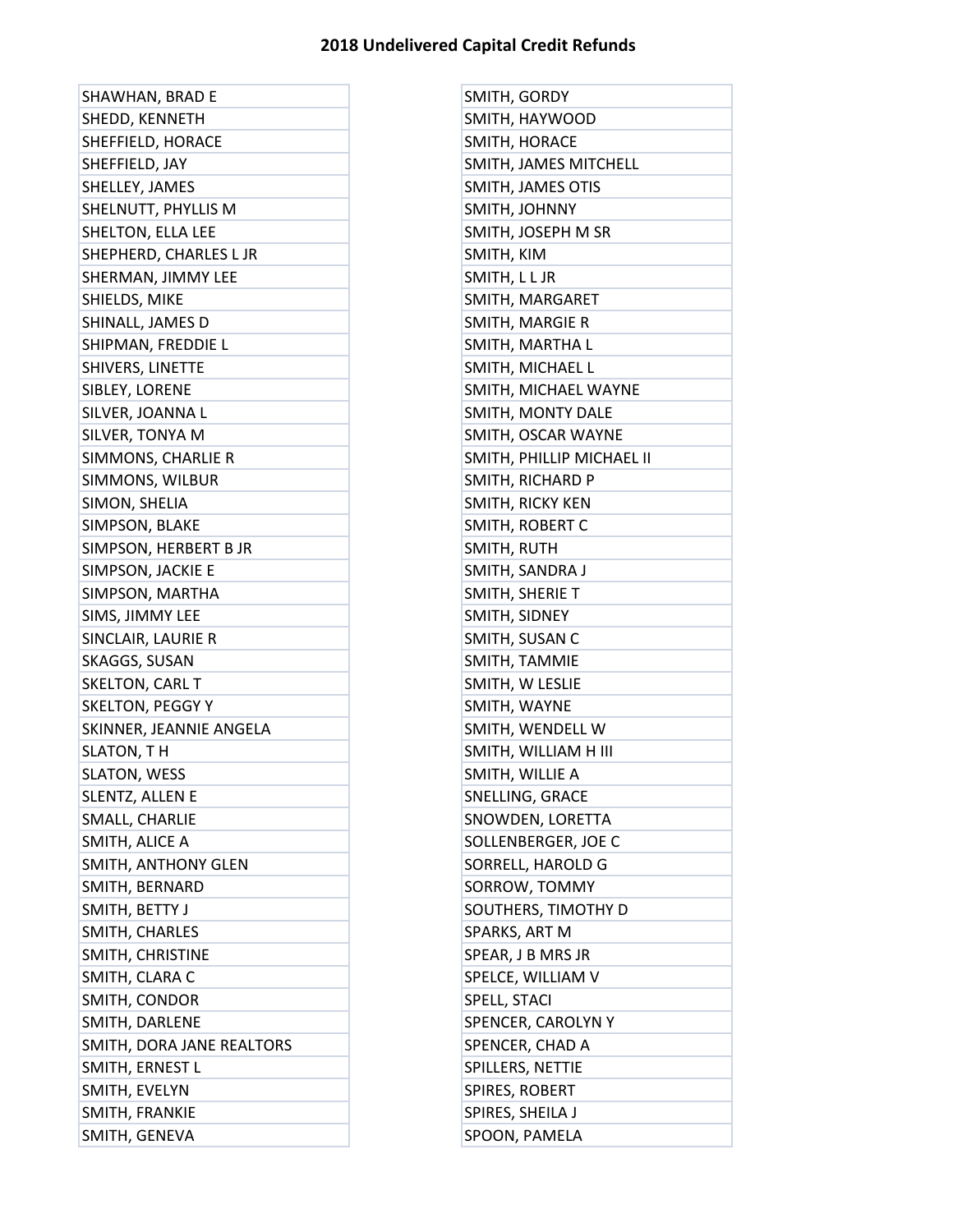# 2018 Undelivered Capital Credit Refunds

| |
|---|
| SHAWHAN, BRAD E |
| SHEDD, KENNETH |
| SHEFFIELD, HORACE |
| SHEFFIELD, JAY |
| SHELLEY, JAMES |
| SHELNUTT, PHYLLIS M |
| SHELTON, ELLA LEE |
| SHEPHERD, CHARLES L JR |
| SHERMAN, JIMMY LEE |
| SHIELDS, MIKE |
| SHINALL, JAMES D |
| SHIPMAN, FREDDIE L |
| SHIVERS, LINETTE |
| SIBLEY, LORENE |
| SILVER, JOANNA L |
| SILVER, TONYA M |
| SIMMONS, CHARLIE R |
| SIMMONS, WILBUR |
| SIMON, SHELIA |
| SIMPSON, BLAKE |
| SIMPSON, HERBERT B JR |
| SIMPSON, JACKIE E |
| SIMPSON, MARTHA |
| SIMS, JIMMY LEE |
| SINCLAIR, LAURIE R |
| SKAGGS, SUSAN |
| SKELTON, CARL T |
| SKELTON, PEGGY Y |
| SKINNER, JEANNIE ANGELA |
| SLATON, T H |
| SLATON, WESS |
| SLENTZ, ALLEN E |
| SMALL, CHARLIE |
| SMITH, ALICE A |
| SMITH, ANTHONY GLEN |
| SMITH, BERNARD |
| SMITH, BETTY J |
| SMITH, CHARLES |
| SMITH, CHRISTINE |
| SMITH, CLARA C |
| SMITH, CONDOR |
| SMITH, DARLENE |
| SMITH, DORA JANE REALTORS |
| SMITH, ERNEST L |
| SMITH, EVELYN |
| SMITH, FRANKIE |
| SMITH, GENEVA |
| SMITH, GORDY |
| SMITH, HAYWOOD |
| SMITH, HORACE |
| SMITH, JAMES MITCHELL |
| SMITH, JAMES OTIS |
| SMITH, JOHNNY |
| SMITH, JOSEPH M SR |
| SMITH, KIM |
| SMITH, L L JR |
| SMITH, MARGARET |
| SMITH, MARGIE R |
| SMITH, MARTHA L |
| SMITH, MICHAEL L |
| SMITH, MICHAEL WAYNE |
| SMITH, MONTY DALE |
| SMITH, OSCAR WAYNE |
| SMITH, PHILLIP MICHAEL II |
| SMITH, RICHARD P |
| SMITH, RICKY KEN |
| SMITH, ROBERT C |
| SMITH, RUTH |
| SMITH, SANDRA J |
| SMITH, SHERIE T |
| SMITH, SIDNEY |
| SMITH, SUSAN C |
| SMITH, TAMMIE |
| SMITH, W LESLIE |
| SMITH, WAYNE |
| SMITH, WENDELL W |
| SMITH, WILLIAM H III |
| SMITH, WILLIE A |
| SNELLING, GRACE |
| SNOWDEN, LORETTA |
| SOLLENBERGER, JOE C |
| SORRELL, HAROLD G |
| SORROW, TOMMY |
| SOUTHERS, TIMOTHY D |
| SPARKS, ART M |
| SPEAR, J B MRS JR |
| SPELCE, WILLIAM V |
| SPELL, STACI |
| SPENCER, CAROLYN Y |
| SPENCER, CHAD A |
| SPILLERS, NETTIE |
| SPIRES, ROBERT |
| SPIRES, SHEILA J |
| SPOON, PAMELA |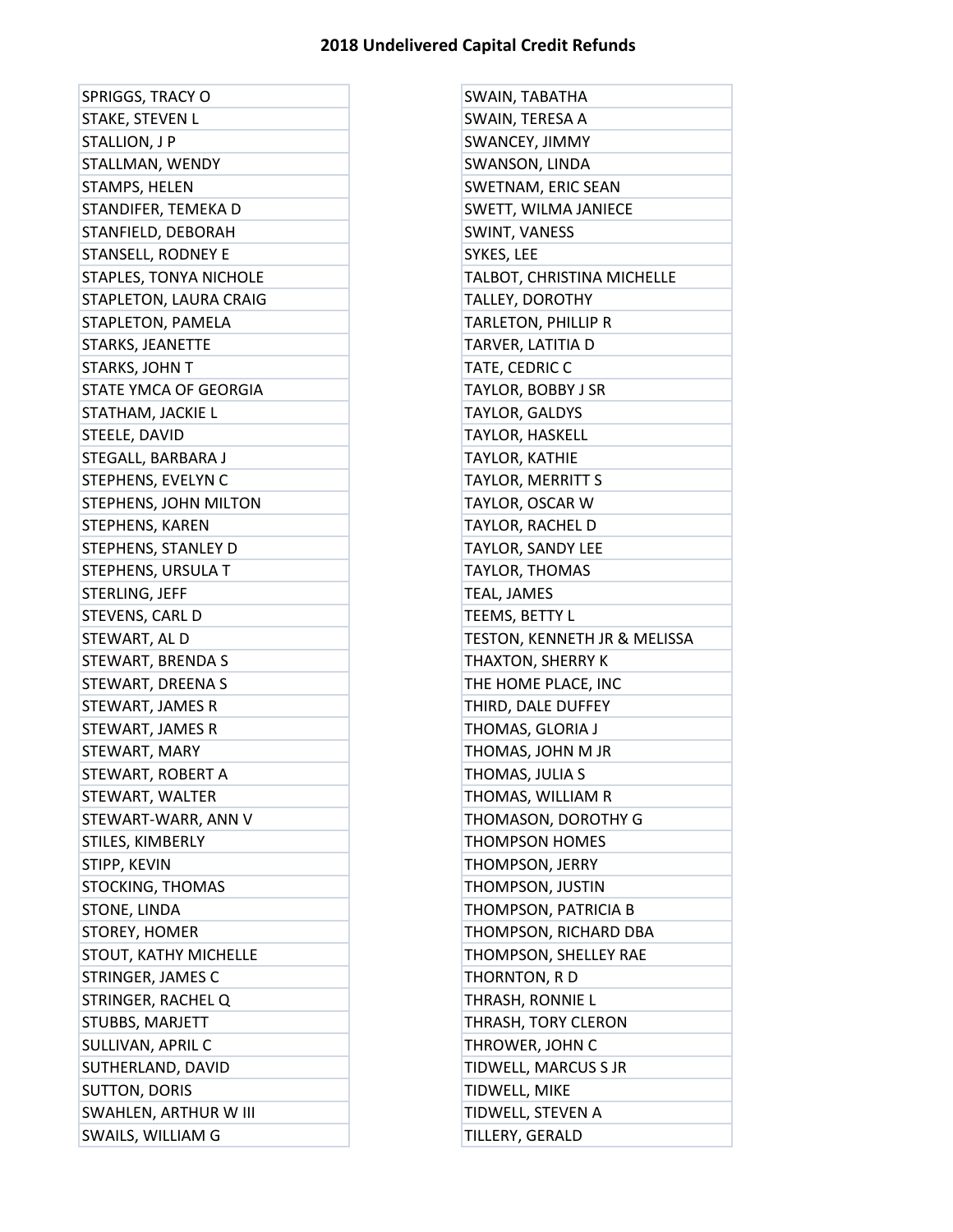# 2018 Undelivered Capital Credit Refunds

| | |
|---|---|
| SPRIGGS, TRACY O | SWAIN, TABATHA |
| STAKE, STEVEN L | SWAIN, TERESA A |
| STALLION, J P | SWANCEY, JIMMY |
| STALLMAN, WENDY | SWANSON, LINDA |
| STAMPS, HELEN | SWETNAM, ERIC SEAN |
| STANDIFER, TEMEKA D | SWETT, WILMA JANIECE |
| STANFIELD, DEBORAH | SWINT, VANESS |
| STANSELL, RODNEY E | SYKES, LEE |
| STAPLES, TONYA NICHOLE | TALBOT, CHRISTINA MICHELLE |
| STAPLETON, LAURA CRAIG | TALLEY, DOROTHY |
| STAPLETON, PAMELA | TARLETON, PHILLIP R |
| STARKS, JEANETTE | TARVER, LATITIA D |
| STARKS, JOHN T | TATE, CEDRIC C |
| STATE YMCA OF GEORGIA | TAYLOR, BOBBY J SR |
| STATHAM, JACKIE L | TAYLOR, GALDYS |
| STEELE, DAVID | TAYLOR, HASKELL |
| STEGALL, BARBARA J | TAYLOR, KATHIE |
| STEPHENS, EVELYN C | TAYLOR, MERRITT S |
| STEPHENS, JOHN MILTON | TAYLOR, OSCAR W |
| STEPHENS, KAREN | TAYLOR, RACHEL D |
| STEPHENS, STANLEY D | TAYLOR, SANDY LEE |
| STEPHENS, URSULA T | TAYLOR, THOMAS |
| STERLING, JEFF | TEAL, JAMES |
| STEVENS, CARL D | TEEMS, BETTY L |
| STEWART, AL D | TESTON, KENNETH JR & MELISSA |
| STEWART, BRENDA S | THAXTON, SHERRY K |
| STEWART, DREENA S | THE HOME PLACE, INC |
| STEWART, JAMES R | THIRD, DALE DUFFEY |
| STEWART, JAMES R | THOMAS, GLORIA J |
| STEWART, MARY | THOMAS, JOHN M JR |
| STEWART, ROBERT A | THOMAS, JULIA S |
| STEWART, WALTER | THOMAS, WILLIAM R |
| STEWART-WARR, ANN V | THOMASON, DOROTHY G |
| STILES, KIMBERLY | THOMPSON HOMES |
| STIPP, KEVIN | THOMPSON, JERRY |
| STOCKING, THOMAS | THOMPSON, JUSTIN |
| STONE, LINDA | THOMPSON, PATRICIA B |
| STOREY, HOMER | THOMPSON, RICHARD DBA |
| STOUT, KATHY MICHELLE | THOMPSON, SHELLEY RAE |
| STRINGER, JAMES C | THORNTON, R D |
| STRINGER, RACHEL Q | THRASH, RONNIE L |
| STUBBS, MARJETT | THRASH, TORY CLERON |
| SULLIVAN, APRIL C | THROWER, JOHN C |
| SUTHERLAND, DAVID | TIDWELL, MARCUS S JR |
| SUTTON, DORIS | TIDWELL, MIKE |
| SWAHLEN, ARTHUR W III | TIDWELL, STEVEN A |
| SWAILS, WILLIAM G | TILLERY, GERALD |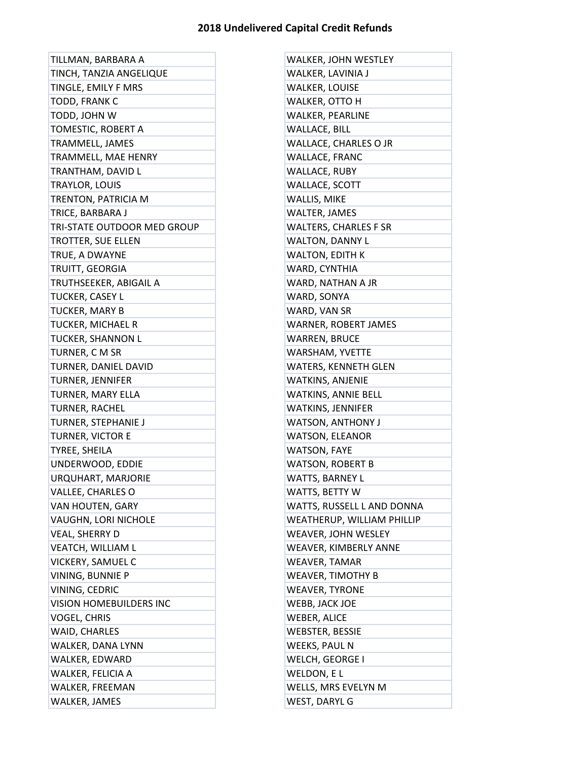## 2018 Undelivered Capital Credit Refunds

| |
|---|
| TILLMAN, BARBARA A |
| TINCH, TANZIA ANGELIQUE |
| TINGLE, EMILY F MRS |
| TODD, FRANK C |
| TODD, JOHN W |
| TOMESTIC, ROBERT A |
| TRAMMELL, JAMES |
| TRAMMELL, MAE HENRY |
| TRANTHAM, DAVID L |
| TRAYLOR, LOUIS |
| TRENTON, PATRICIA M |
| TRICE, BARBARA J |
| TRI-STATE OUTDOOR MED GROUP |
| TROTTER, SUE ELLEN |
| TRUE, A DWAYNE |
| TRUITT, GEORGIA |
| TRUTHSEEKER, ABIGAIL A |
| TUCKER, CASEY L |
| TUCKER, MARY B |
| TUCKER, MICHAEL R |
| TUCKER, SHANNON L |
| TURNER, C M SR |
| TURNER, DANIEL DAVID |
| TURNER, JENNIFER |
| TURNER, MARY ELLA |
| TURNER, RACHEL |
| TURNER, STEPHANIE J |
| TURNER, VICTOR E |
| TYREE, SHEILA |
| UNDERWOOD, EDDIE |
| URQUHART, MARJORIE |
| VALLEE, CHARLES O |
| VAN HOUTEN, GARY |
| VAUGHN, LORI NICHOLE |
| VEAL, SHERRY D |
| VEATCH, WILLIAM L |
| VICKERY, SAMUEL C |
| VINING, BUNNIE P |
| VINING, CEDRIC |
| VISION HOMEBUILDERS INC |
| VOGEL, CHRIS |
| WAID, CHARLES |
| WALKER, DANA LYNN |
| WALKER, EDWARD |
| WALKER, FELICIA A |
| WALKER, FREEMAN |
| WALKER, JAMES |

| |
|---|
| WALKER, JOHN WESTLEY |
| WALKER, LAVINIA J |
| WALKER, LOUISE |
| WALKER, OTTO H |
| WALKER, PEARLINE |
| WALLACE, BILL |
| WALLACE, CHARLES O JR |
| WALLACE, FRANC |
| WALLACE, RUBY |
| WALLACE, SCOTT |
| WALLIS, MIKE |
| WALTER, JAMES |
| WALTERS, CHARLES F SR |
| WALTON, DANNY L |
| WALTON, EDITH K |
| WARD, CYNTHIA |
| WARD, NATHAN A JR |
| WARD, SONYA |
| WARD, VAN SR |
| WARNER, ROBERT JAMES |
| WARREN, BRUCE |
| WARSHAM, YVETTE |
| WATERS, KENNETH GLEN |
| WATKINS, ANJENIE |
| WATKINS, ANNIE BELL |
| WATKINS, JENNIFER |
| WATSON, ANTHONY J |
| WATSON, ELEANOR |
| WATSON, FAYE |
| WATSON, ROBERT B |
| WATTS, BARNEY L |
| WATTS, BETTY W |
| WATTS, RUSSELL L AND DONNA |
| WEATHERUP, WILLIAM PHILLIP |
| WEAVER, JOHN WESLEY |
| WEAVER, KIMBERLY ANNE |
| WEAVER, TAMAR |
| WEAVER, TIMOTHY B |
| WEAVER, TYRONE |
| WEBB, JACK JOE |
| WEBER, ALICE |
| WEBSTER, BESSIE |
| WEEKS, PAUL N |
| WELCH, GEORGE I |
| WELDON, E L |
| WELLS, MRS EVELYN M |
| WEST, DARYL G |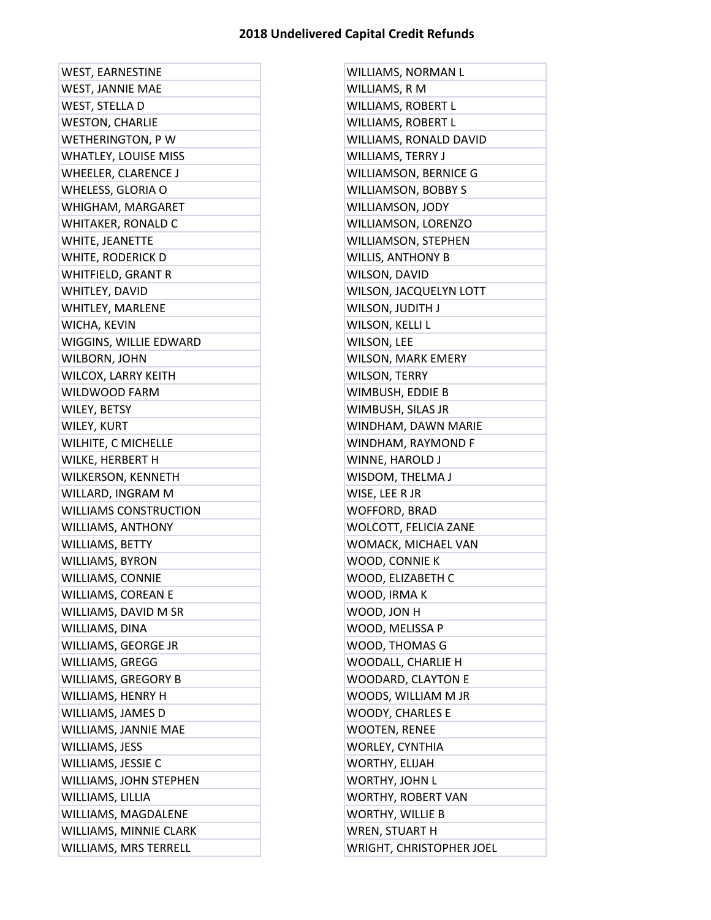# 2018 Undelivered Capital Credit Refunds

| |
|---|
| WEST, EARNESTINE |
| WEST, JANNIE MAE |
| WEST, STELLA D |
| WESTON, CHARLIE |
| WETHERINGTON, P W |
| WHATLEY, LOUISE MISS |
| WHEELER, CLARENCE J |
| WHELESS, GLORIA O |
| WHIGHAM, MARGARET |
| WHITAKER, RONALD C |
| WHITE, JEANETTE |
| WHITE, RODERICK D |
| WHITFIELD, GRANT R |
| WHITLEY, DAVID |
| WHITLEY, MARLENE |
| WICHA, KEVIN |
| WIGGINS, WILLIE EDWARD |
| WILBORN, JOHN |
| WILCOX, LARRY KEITH |
| WILDWOOD FARM |
| WILEY, BETSY |
| WILEY, KURT |
| WILHITE, C MICHELLE |
| WILKE, HERBERT H |
| WILKERSON, KENNETH |
| WILLARD, INGRAM M |
| WILLIAMS CONSTRUCTION |
| WILLIAMS, ANTHONY |
| WILLIAMS, BETTY |
| WILLIAMS, BYRON |
| WILLIAMS, CONNIE |
| WILLIAMS, COREAN E |
| WILLIAMS, DAVID M SR |
| WILLIAMS, DINA |
| WILLIAMS, GEORGE JR |
| WILLIAMS, GREGG |
| WILLIAMS, GREGORY B |
| WILLIAMS, HENRY H |
| WILLIAMS, JAMES D |
| WILLIAMS, JANNIE MAE |
| WILLIAMS, JESS |
| WILLIAMS, JESSIE C |
| WILLIAMS, JOHN STEPHEN |
| WILLIAMS, LILLIA |
| WILLIAMS, MAGDALENE |
| WILLIAMS, MINNIE CLARK |
| WILLIAMS, MRS TERRELL |

| |
|---|
| WILLIAMS, NORMAN L |
| WILLIAMS, R M |
| WILLIAMS, ROBERT L |
| WILLIAMS, ROBERT L |
| WILLIAMS, RONALD DAVID |
| WILLIAMS, TERRY J |
| WILLIAMSON, BERNICE G |
| WILLIAMSON, BOBBY S |
| WILLIAMSON, JODY |
| WILLIAMSON, LORENZO |
| WILLIAMSON, STEPHEN |
| WILLIS, ANTHONY B |
| WILSON, DAVID |
| WILSON, JACQUELYN LOTT |
| WILSON, JUDITH J |
| WILSON, KELLI L |
| WILSON, LEE |
| WILSON, MARK EMERY |
| WILSON, TERRY |
| WIMBUSH, EDDIE B |
| WIMBUSH, SILAS JR |
| WINDHAM, DAWN MARIE |
| WINDHAM, RAYMOND F |
| WINNE, HAROLD J |
| WISDOM, THELMA J |
| WISE, LEE R JR |
| WOFFORD, BRAD |
| WOLCOTT, FELICIA ZANE |
| WOMACK, MICHAEL VAN |
| WOOD, CONNIE K |
| WOOD, ELIZABETH C |
| WOOD, IRMA K |
| WOOD, JON H |
| WOOD, MELISSA P |
| WOOD, THOMAS G |
| WOODALL, CHARLIE H |
| WOODARD, CLAYTON E |
| WOODS, WILLIAM M JR |
| WOODY, CHARLES E |
| WOOTEN, RENEE |
| WORLEY, CYNTHIA |
| WORTHY, ELIJAH |
| WORTHY, JOHN L |
| WORTHY, ROBERT VAN |
| WORTHY, WILLIE B |
| WREN, STUART H |
| WRIGHT, CHRISTOPHER JOEL |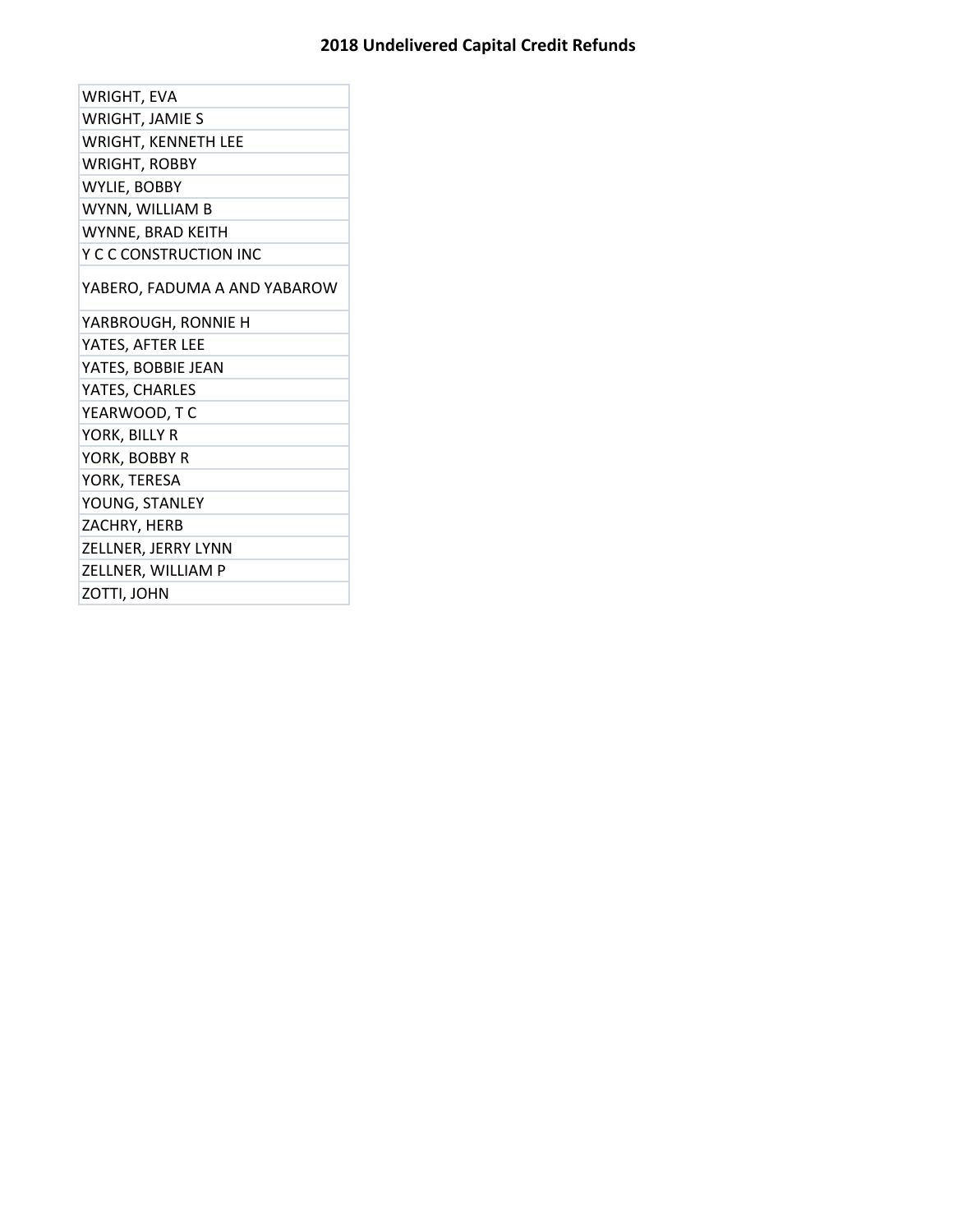# 2018 Undelivered Capital Credit Refunds

| |
|---|
| WRIGHT, EVA |
| WRIGHT, JAMIE S |
| WRIGHT, KENNETH LEE |
| WRIGHT, ROBBY |
| WYLIE, BOBBY |
| WYNN, WILLIAM B |
| WYNNE, BRAD KEITH |
| Y C C CONSTRUCTION INC |
| YABERO, FADUMA A AND YABAROW |
| YARBROUGH, RONNIE H |
| YATES, AFTER LEE |
| YATES, BOBBIE JEAN |
| YATES, CHARLES |
| YEARWOOD, T C |
| YORK, BILLY R |
| YORK, BOBBY R |
| YORK, TERESA |
| YOUNG, STANLEY |
| ZACHRY, HERB |
| ZELLNER, JERRY LYNN |
| ZELLNER, WILLIAM P |
| ZOTTI, JOHN |